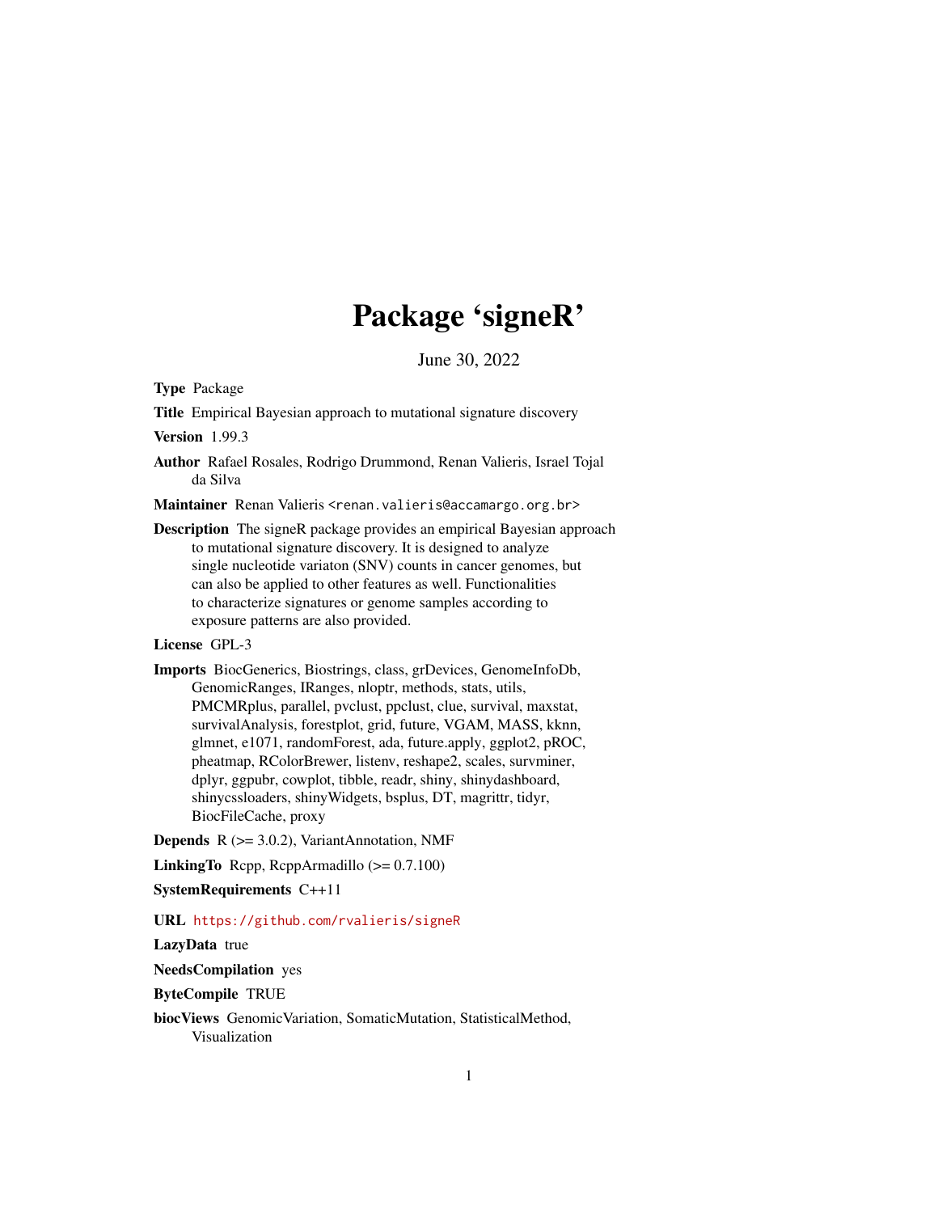# Package 'signeR'

June 30, 2022

**Type** Package

**Title** Empirical Bayesian approach to mutational signature discovery

**Version** 1.99.3

**Author** Rafael Rosales, Rodrigo Drummond, Renan Valieris, Israel Tojal da Silva

**Maintainer** Renan Valieris <renan.valieris@accamargo.org.br>

**Description** The signeR package provides an empirical Bayesian approach to mutational signature discovery. It is designed to analyze single nucleotide variaton (SNV) counts in cancer genomes, but can also be applied to other features as well. Functionalities to characterize signatures or genome samples according to exposure patterns are also provided.

**License** GPL-3

**Imports** BiocGenerics, Biostrings, class, grDevices, GenomeInfoDb, GenomicRanges, IRanges, nloptr, methods, stats, utils, PMCMRplus, parallel, pvclust, ppclust, clue, survival, maxstat, survivalAnalysis, forestplot, grid, future, VGAM, MASS, kknn, glmnet, e1071, randomForest, ada, future.apply, ggplot2, pROC, pheatmap, RColorBrewer, listenv, reshape2, scales, survminer, dplyr, ggpubr, cowplot, tibble, readr, shiny, shinydashboard, shinycssloaders, shinyWidgets, bsplus, DT, magrittr, tidyr, BiocFileCache, proxy

**Depends** R (>= 3.0.2), VariantAnnotation, NMF

**LinkingTo** Rcpp, RcppArmadillo (>= 0.7.100)

**SystemRequirements** C++11

**URL** https://github.com/rvalieris/signeR

**LazyData** true

**NeedsCompilation** yes

**ByteCompile** TRUE

**biocViews** GenomicVariation, SomaticMutation, StatisticalMethod, Visualization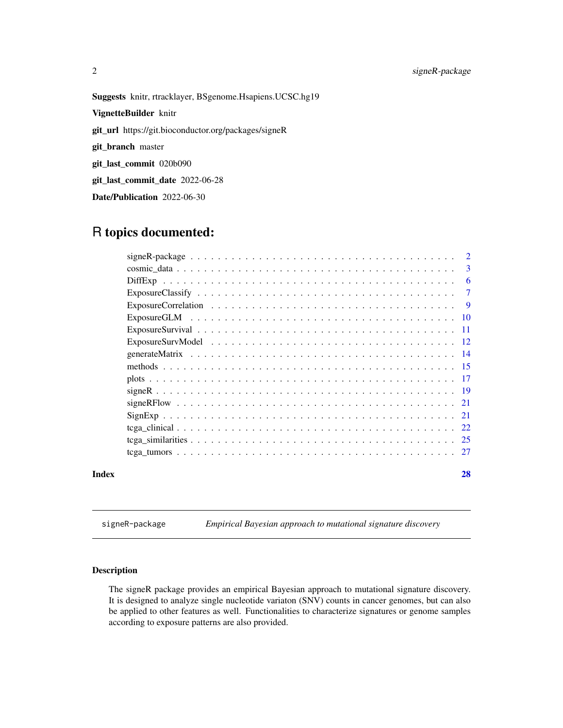**Suggests** knitr, rtracklayer, BSgenome.Hsapiens.UCSC.hg19

**VignetteBuilder** knitr

**git_url** https://git.bioconductor.org/packages/signeR

**git_branch** master

**git_last_commit** 020b090

**git_last_commit_date** 2022-06-28

**Date/Publication** 2022-06-30

# R topics documented:

| | |
|---|---|
| signeR-package | 2 |
| cosmic_data | 3 |
| DiffExp | 6 |
| ExposureClassify | 7 |
| ExposureCorrelation | 9 |
| ExposureGLM | 10 |
| ExposureSurvival | 11 |
| ExposureSurvModel | 12 |
| generateMatrix | 14 |
| methods | 15 |
| plots | 17 |
| signeR | 19 |
| signeRFlow | 21 |
| SignExp | 21 |
| tcga_clinical | 22 |
| tcga_similarities | 25 |
| tcga_tumors | 27 |
| **Index** | **28** |

---

`signeR-package` *Empirical Bayesian approach to mutational signature discovery*

---

### Description

The signeR package provides an empirical Bayesian approach to mutational signature discovery. It is designed to analyze single nucleotide variaton (SNV) counts in cancer genomes, but can also be applied to other features as well. Functionalities to characterize signatures or genome samples according to exposure patterns are also provided.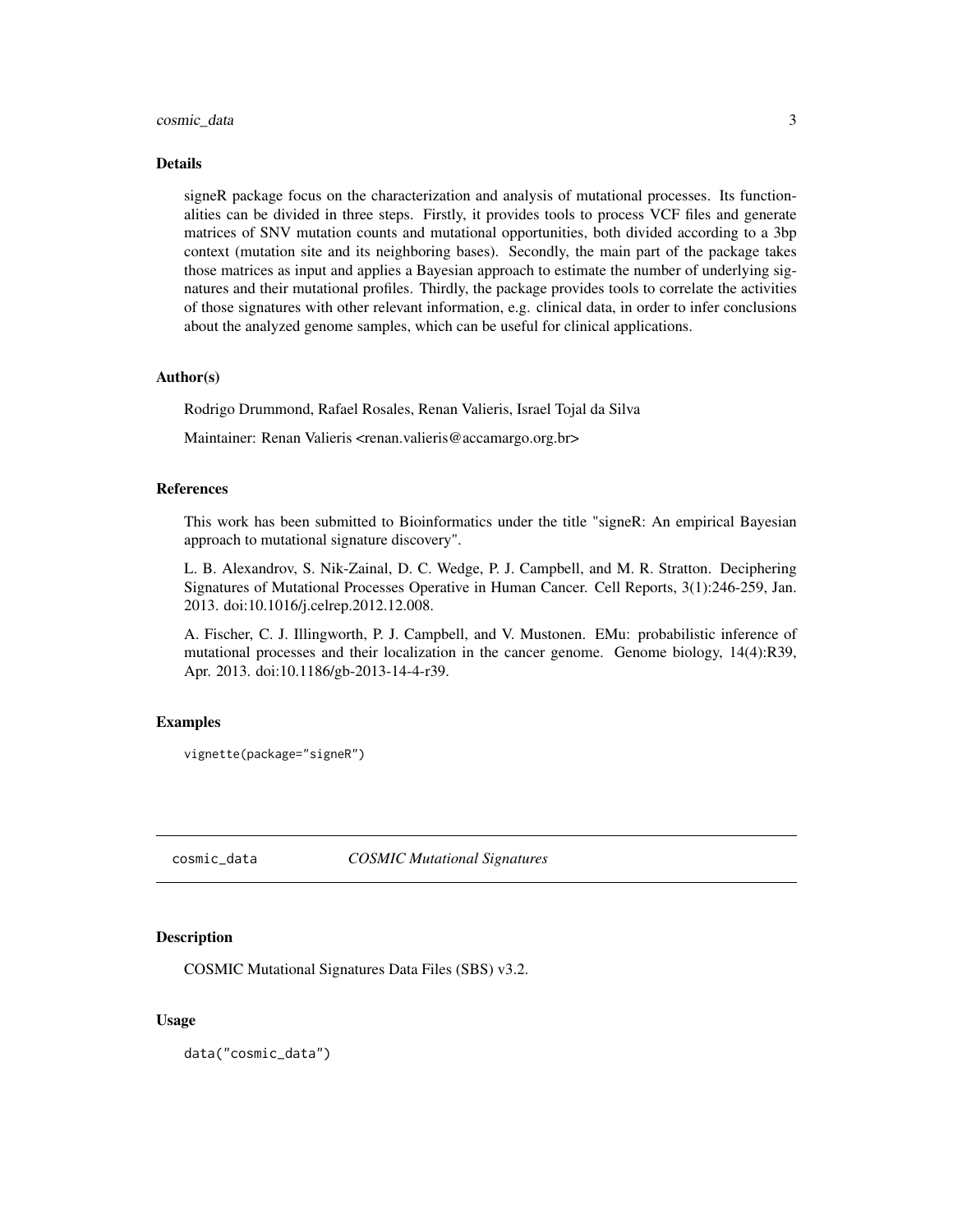## Details

signeR package focus on the characterization and analysis of mutational processes. Its functionalities can be divided in three steps. Firstly, it provides tools to process VCF files and generate matrices of SNV mutation counts and mutational opportunities, both divided according to a 3bp context (mutation site and its neighboring bases). Secondly, the main part of the package takes those matrices as input and applies a Bayesian approach to estimate the number of underlying signatures and their mutational profiles. Thirdly, the package provides tools to correlate the activities of those signatures with other relevant information, e.g. clinical data, in order to infer conclusions about the analyzed genome samples, which can be useful for clinical applications.

## Author(s)

Rodrigo Drummond, Rafael Rosales, Renan Valieris, Israel Tojal da Silva

Maintainer: Renan Valieris <renan.valieris@accamargo.org.br>

## References

This work has been submitted to Bioinformatics under the title "signeR: An empirical Bayesian approach to mutational signature discovery".

L. B. Alexandrov, S. Nik-Zainal, D. C. Wedge, P. J. Campbell, and M. R. Stratton. Deciphering Signatures of Mutational Processes Operative in Human Cancer. Cell Reports, 3(1):246-259, Jan. 2013. doi:10.1016/j.celrep.2012.12.008.

A. Fischer, C. J. Illingworth, P. J. Campbell, and V. Mustonen. EMu: probabilistic inference of mutational processes and their localization in the cancer genome. Genome biology, 14(4):R39, Apr. 2013. doi:10.1186/gb-2013-14-4-r39.

## Examples

```
vignette(package="signeR")
```

---

# cosmic_data — *COSMIC Mutational Signatures*

## Description

COSMIC Mutational Signatures Data Files (SBS) v3.2.

## Usage

```
data("cosmic_data")
```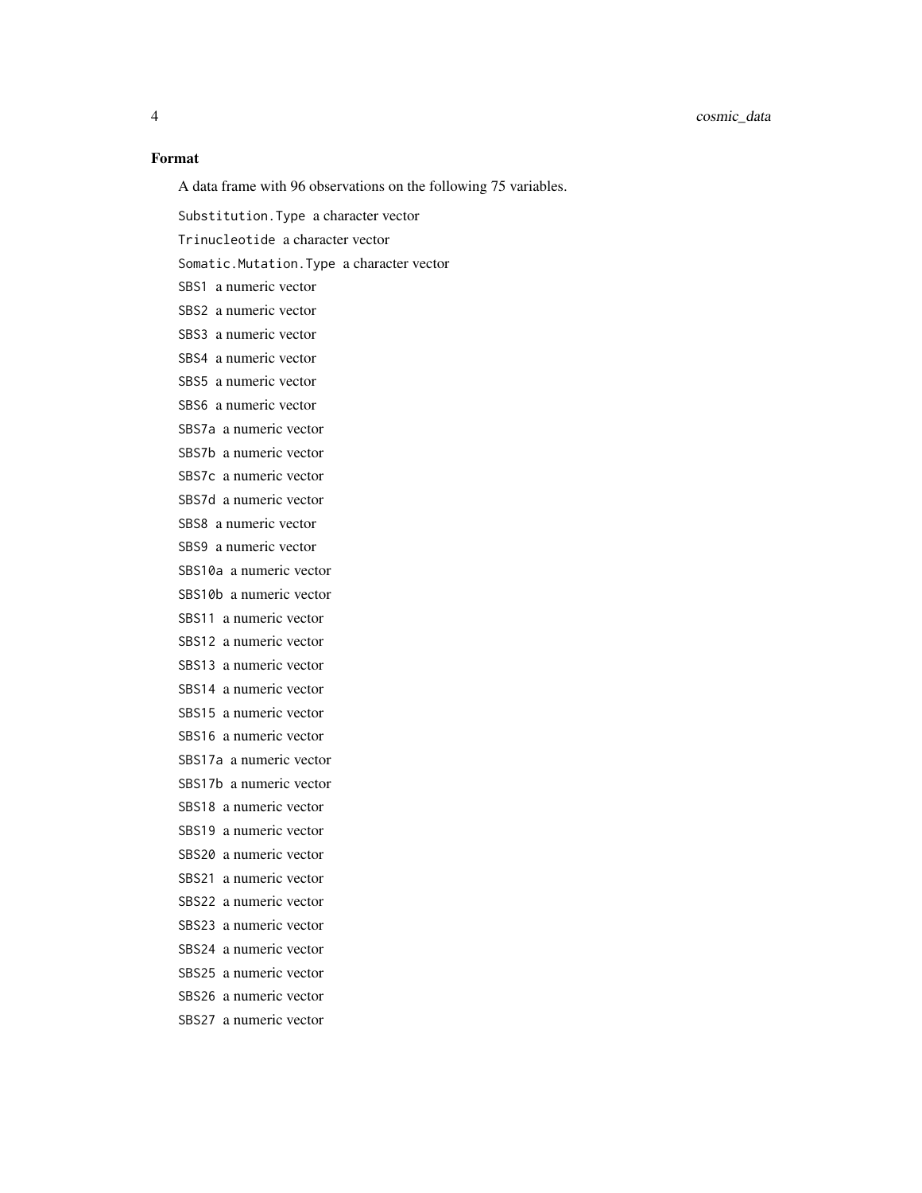### Format

A data frame with 96 observations on the following 75 variables.

`Substitution.Type` a character vector

`Trinucleotide` a character vector

`Somatic.Mutation.Type` a character vector

`SBS1` a numeric vector

`SBS2` a numeric vector

`SBS3` a numeric vector

`SBS4` a numeric vector

`SBS5` a numeric vector

`SBS6` a numeric vector

`SBS7a` a numeric vector

`SBS7b` a numeric vector

`SBS7c` a numeric vector

`SBS7d` a numeric vector

`SBS8` a numeric vector

`SBS9` a numeric vector

`SBS10a` a numeric vector

`SBS10b` a numeric vector

`SBS11` a numeric vector

`SBS12` a numeric vector

`SBS13` a numeric vector

`SBS14` a numeric vector

`SBS15` a numeric vector

`SBS16` a numeric vector

`SBS17a` a numeric vector

`SBS17b` a numeric vector

`SBS18` a numeric vector

`SBS19` a numeric vector

`SBS20` a numeric vector

`SBS21` a numeric vector

`SBS22` a numeric vector

`SBS23` a numeric vector

`SBS24` a numeric vector

`SBS25` a numeric vector

`SBS26` a numeric vector

`SBS27` a numeric vector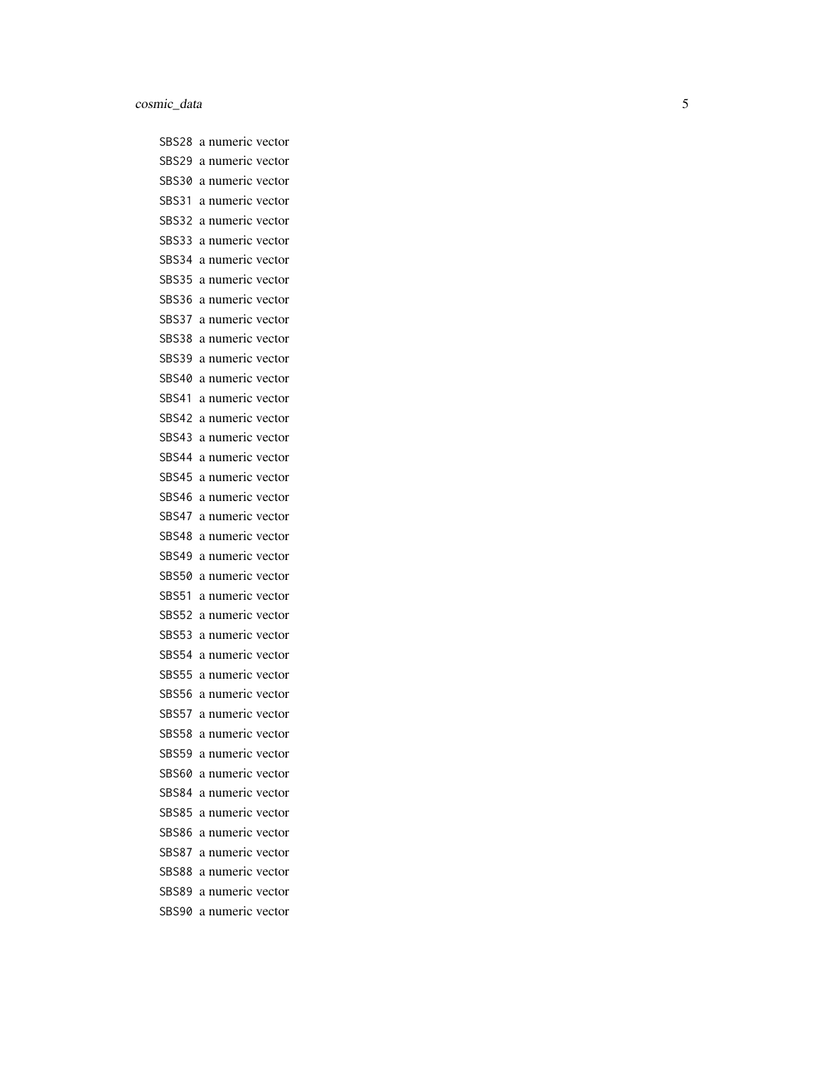SBS28 a numeric vector
SBS29 a numeric vector
SBS30 a numeric vector
SBS31 a numeric vector
SBS32 a numeric vector
SBS33 a numeric vector
SBS34 a numeric vector
SBS35 a numeric vector
SBS36 a numeric vector
SBS37 a numeric vector
SBS38 a numeric vector
SBS39 a numeric vector
SBS40 a numeric vector
SBS41 a numeric vector
SBS42 a numeric vector
SBS43 a numeric vector
SBS44 a numeric vector
SBS45 a numeric vector
SBS46 a numeric vector
SBS47 a numeric vector
SBS48 a numeric vector
SBS49 a numeric vector
SBS50 a numeric vector
SBS51 a numeric vector
SBS52 a numeric vector
SBS53 a numeric vector
SBS54 a numeric vector
SBS55 a numeric vector
SBS56 a numeric vector
SBS57 a numeric vector
SBS58 a numeric vector
SBS59 a numeric vector
SBS60 a numeric vector
SBS84 a numeric vector
SBS85 a numeric vector
SBS86 a numeric vector
SBS87 a numeric vector
SBS88 a numeric vector
SBS89 a numeric vector
SBS90 a numeric vector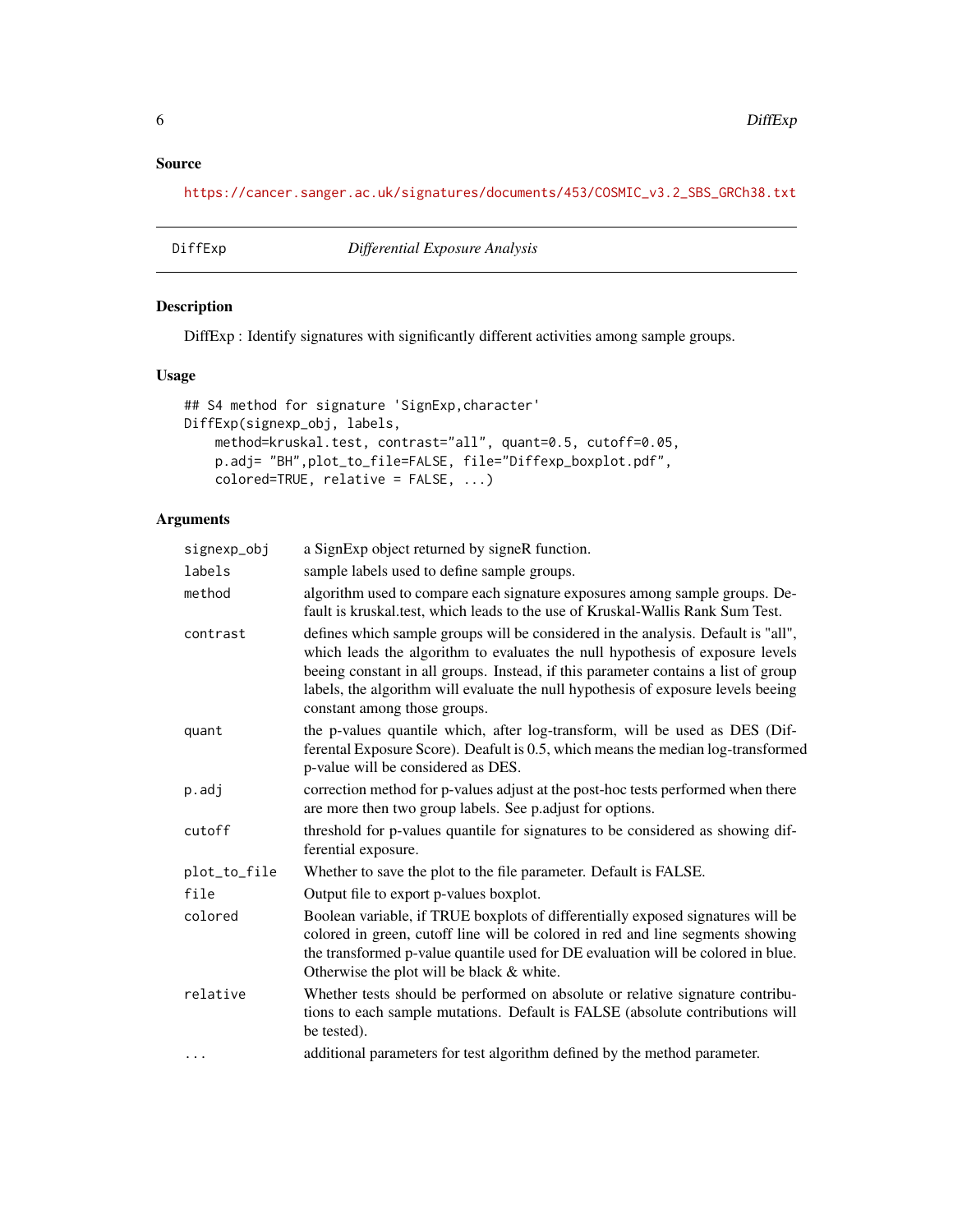## Source

https://cancer.sanger.ac.uk/signatures/documents/453/COSMIC_v3.2_SBS_GRCh38.txt

---

DiffExp *Differential Exposure Analysis*

---

### Description

DiffExp : Identify signatures with significantly different activities among sample groups.

### Usage

```
## S4 method for signature 'SignExp,character'
DiffExp(signexp_obj, labels,
    method=kruskal.test, contrast="all", quant=0.5, cutoff=0.05,
    p.adj= "BH",plot_to_file=FALSE, file="Diffexp_boxplot.pdf",
    colored=TRUE, relative = FALSE, ...)
```

### Arguments

| | |
|---|---|
| signexp_obj | a SignExp object returned by signeR function. |
| labels | sample labels used to define sample groups. |
| method | algorithm used to compare each signature exposures among sample groups. Default is kruskal.test, which leads to the use of Kruskal-Wallis Rank Sum Test. |
| contrast | defines which sample groups will be considered in the analysis. Default is "all", which leads the algorithm to evaluates the null hypothesis of exposure levels beeing constant in all groups. Instead, if this parameter contains a list of group labels, the algorithm will evaluate the null hypothesis of exposure levels beeing constant among those groups. |
| quant | the p-values quantile which, after log-transform, will be used as DES (Differental Exposure Score). Deafult is 0.5, which means the median log-transformed p-value will be considered as DES. |
| p.adj | correction method for p-values adjust at the post-hoc tests performed when there are more then two group labels. See p.adjust for options. |
| cutoff | threshold for p-values quantile for signatures to be considered as showing differential exposure. |
| plot_to_file | Whether to save the plot to the file parameter. Default is FALSE. |
| file | Output file to export p-values boxplot. |
| colored | Boolean variable, if TRUE boxplots of differentially exposed signatures will be colored in green, cutoff line will be colored in red and line segments showing the transformed p-value quantile used for DE evaluation will be colored in blue. Otherwise the plot will be black & white. |
| relative | Whether tests should be performed on absolute or relative signature contributions to each sample mutations. Default is FALSE (absolute contributions will be tested). |
| ... | additional parameters for test algorithm defined by the method parameter. |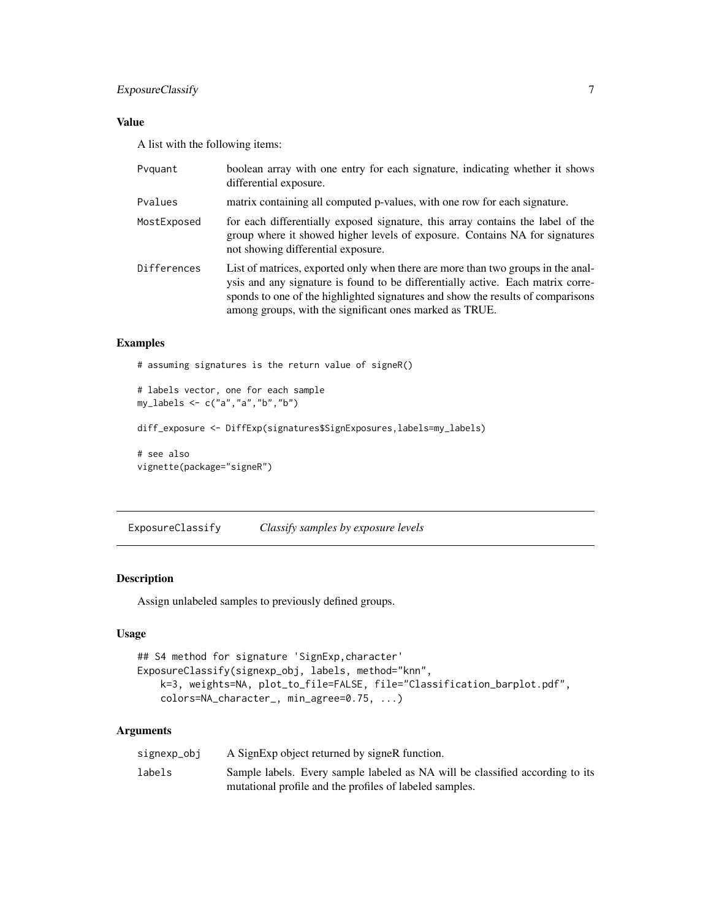### Value

A list with the following items:

| | |
|---|---|
| Pvquant | boolean array with one entry for each signature, indicating whether it shows differential exposure. |
| Pvalues | matrix containing all computed p-values, with one row for each signature. |
| MostExposed | for each differentially exposed signature, this array contains the label of the group where it showed higher levels of exposure. Contains NA for signatures not showing differential exposure. |
| Differences | List of matrices, exported only when there are more than two groups in the analysis and any signature is found to be differentially active. Each matrix corresponds to one of the highlighted signatures and show the results of comparisons among groups, with the significant ones marked as TRUE. |

### Examples

```
# assuming signatures is the return value of signeR()

# labels vector, one for each sample
my_labels <- c("a","a","b","b")

diff_exposure <- DiffExp(signatures$SignExposures,labels=my_labels)

# see also
vignette(package="signeR")
```

---

## ExposureClassify — *Classify samples by exposure levels*

### Description

Assign unlabeled samples to previously defined groups.

### Usage

```
## S4 method for signature 'SignExp,character'
ExposureClassify(signexp_obj, labels, method="knn",
    k=3, weights=NA, plot_to_file=FALSE, file="Classification_barplot.pdf",
    colors=NA_character_, min_agree=0.75, ...)
```

### Arguments

| | |
|---|---|
| signexp_obj | A SignExp object returned by signeR function. |
| labels | Sample labels. Every sample labeled as NA will be classified according to its mutational profile and the profiles of labeled samples. |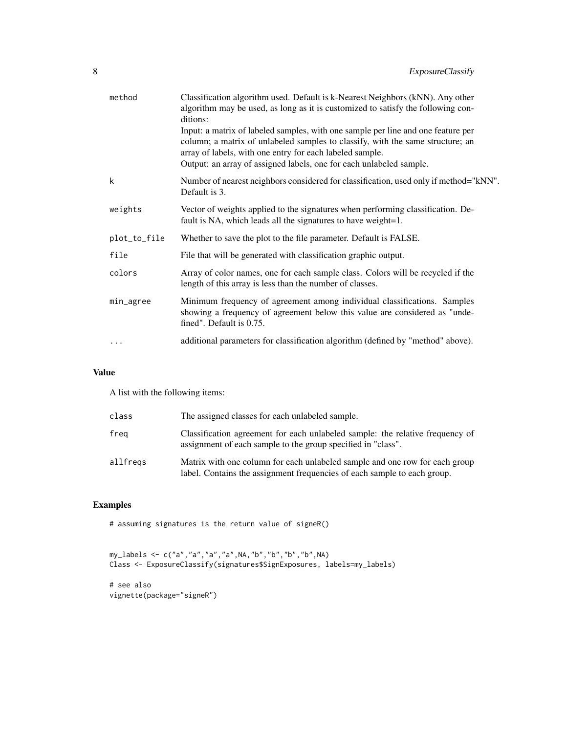| | |
|---|---|
| method | Classification algorithm used. Default is k-Nearest Neighbors (kNN). Any other algorithm may be used, as long as it is customized to satisfy the following conditions:<br>Input: a matrix of labeled samples, with one sample per line and one feature per column; a matrix of unlabeled samples to classify, with the same structure; an array of labels, with one entry for each labeled sample.<br>Output: an array of assigned labels, one for each unlabeled sample. |
| k | Number of nearest neighbors considered for classification, used only if method="kNN". Default is 3. |
| weights | Vector of weights applied to the signatures when performing classification. Default is NA, which leads all the signatures to have weight=1. |
| plot_to_file | Whether to save the plot to the file parameter. Default is FALSE. |
| file | File that will be generated with classification graphic output. |
| colors | Array of color names, one for each sample class. Colors will be recycled if the length of this array is less than the number of classes. |
| min_agree | Minimum frequency of agreement among individual classifications. Samples showing a frequency of agreement below this value are considered as "undefined". Default is 0.75. |
| ... | additional parameters for classification algorithm (defined by "method" above). |

## Value

A list with the following items:

| | |
|---|---|
| class | The assigned classes for each unlabeled sample. |
| freq | Classification agreement for each unlabeled sample: the relative frequency of assignment of each sample to the group specified in "class". |
| allfreqs | Matrix with one column for each unlabeled sample and one row for each group label. Contains the assignment frequencies of each sample to each group. |

## Examples

```
# assuming signatures is the return value of signeR()


my_labels <- c("a","a","a","a",NA,"b","b","b","b",NA)
Class <- ExposureClassify(signatures$SignExposures, labels=my_labels)

# see also
vignette(package="signeR")
```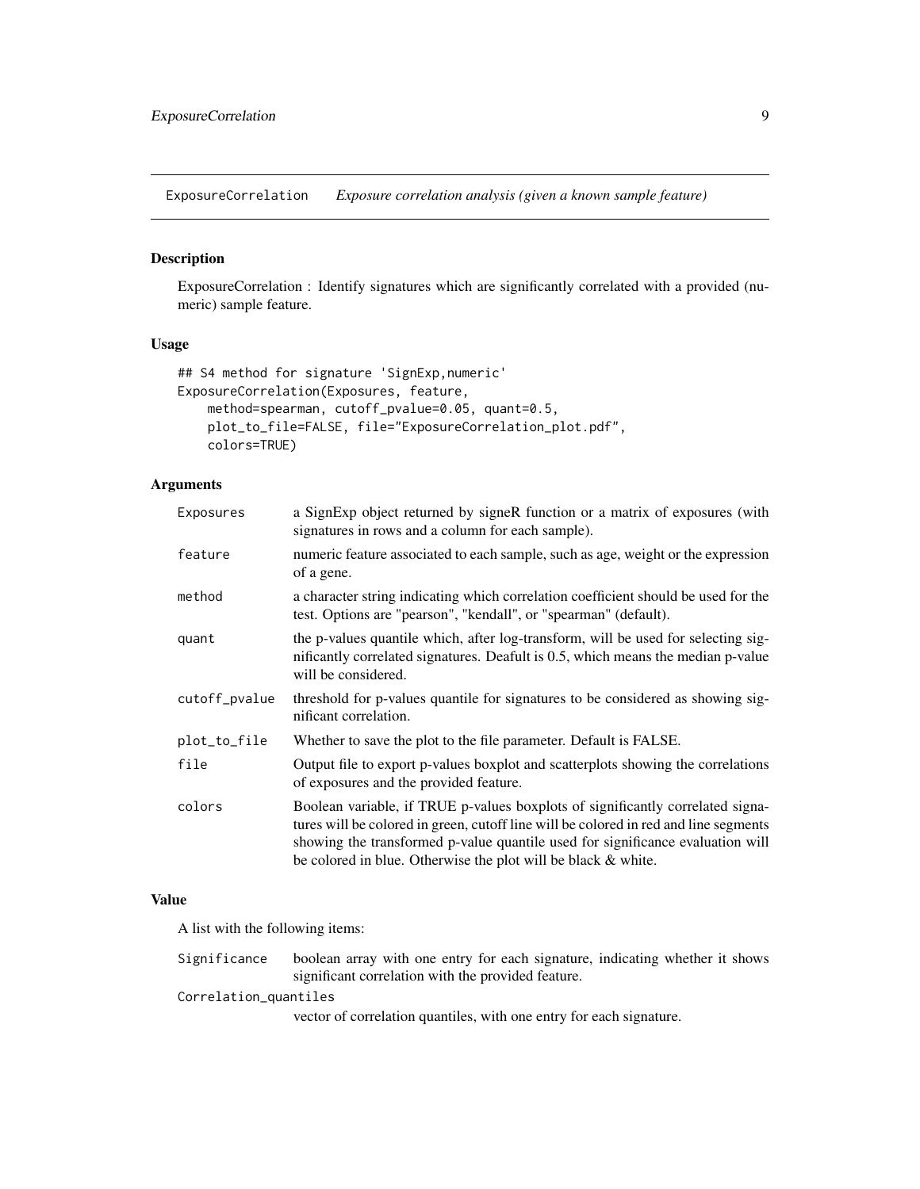ExposureCorrelation *Exposure correlation analysis (given a known sample feature)*

## Description

ExposureCorrelation : Identify signatures which are significantly correlated with a provided (numeric) sample feature.

## Usage

```
## S4 method for signature 'SignExp,numeric'
ExposureCorrelation(Exposures, feature,
    method=spearman, cutoff_pvalue=0.05, quant=0.5,
    plot_to_file=FALSE, file="ExposureCorrelation_plot.pdf",
    colors=TRUE)
```

## Arguments

| | |
|---|---|
| Exposures | a SignExp object returned by signeR function or a matrix of exposures (with signatures in rows and a column for each sample). |
| feature | numeric feature associated to each sample, such as age, weight or the expression of a gene. |
| method | a character string indicating which correlation coefficient should be used for the test. Options are "pearson", "kendall", or "spearman" (default). |
| quant | the p-values quantile which, after log-transform, will be used for selecting significantly correlated signatures. Deafult is 0.5, which means the median p-value will be considered. |
| cutoff_pvalue | threshold for p-values quantile for signatures to be considered as showing significant correlation. |
| plot_to_file | Whether to save the plot to the file parameter. Default is FALSE. |
| file | Output file to export p-values boxplot and scatterplots showing the correlations of exposures and the provided feature. |
| colors | Boolean variable, if TRUE p-values boxplots of significantly correlated signatures will be colored in green, cutoff line will be colored in red and line segments showing the transformed p-value quantile used for significance evaluation will be colored in blue. Otherwise the plot will be black & white. |

## Value

A list with the following items:

| | |
|---|---|
| Significance | boolean array with one entry for each signature, indicating whether it shows significant correlation with the provided feature. |
| Correlation_quantiles | vector of correlation quantiles, with one entry for each signature. |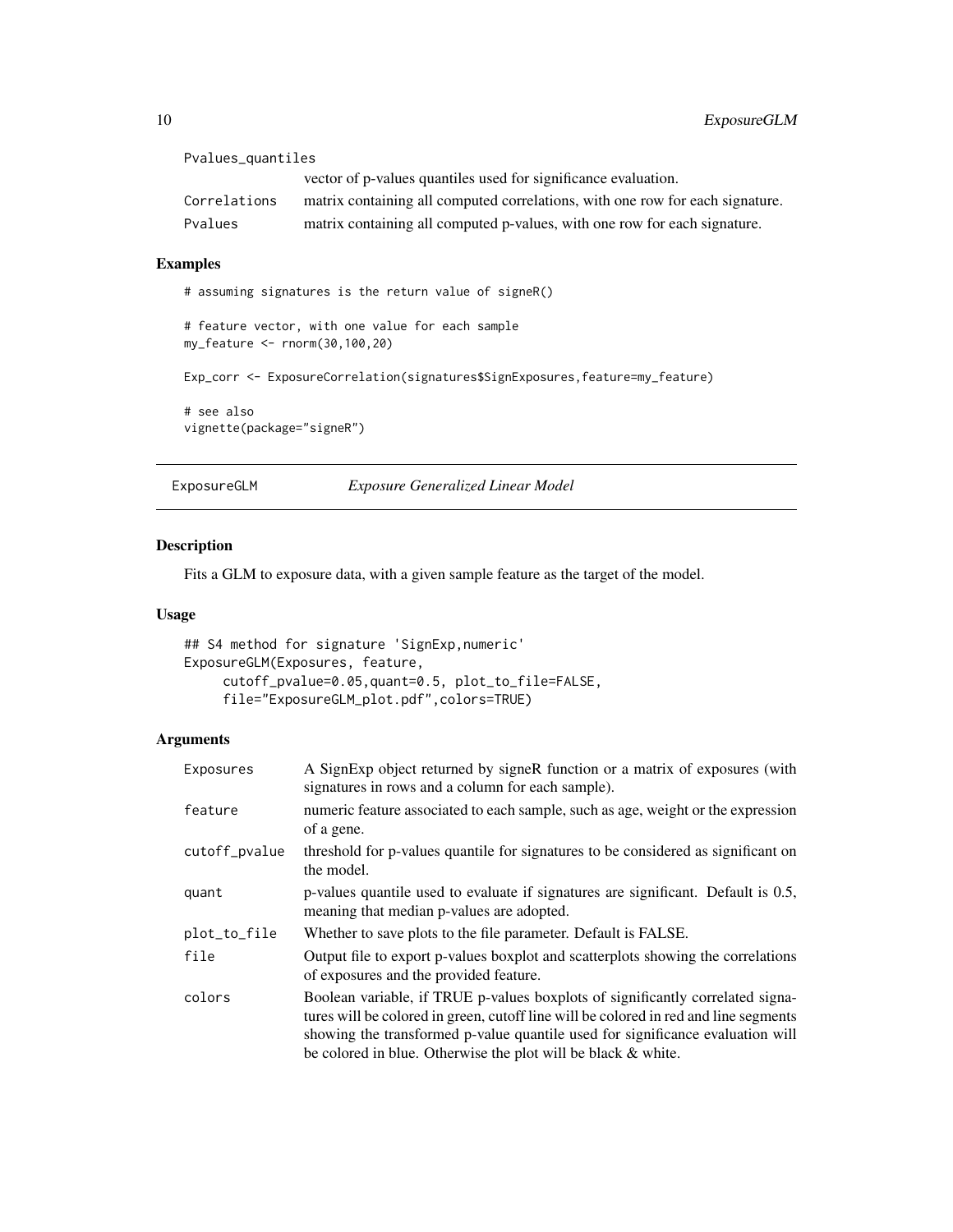| | |
|---|---|
| Pvalues_quantiles | vector of p-values quantiles used for significance evaluation. |
| Correlations | matrix containing all computed correlations, with one row for each signature. |
| Pvalues | matrix containing all computed p-values, with one row for each signature. |

### Examples

```
# assuming signatures is the return value of signeR()

# feature vector, with one value for each sample
my_feature <- rnorm(30,100,20)

Exp_corr <- ExposureCorrelation(signatures$SignExposures,feature=my_feature)

# see also
vignette(package="signeR")
```

---

## ExposureGLM — *Exposure Generalized Linear Model*

### Description

Fits a GLM to exposure data, with a given sample feature as the target of the model.

### Usage

```
## S4 method for signature 'SignExp,numeric'
ExposureGLM(Exposures, feature,
     cutoff_pvalue=0.05,quant=0.5, plot_to_file=FALSE,
     file="ExposureGLM_plot.pdf",colors=TRUE)
```

### Arguments

| | |
|---|---|
| Exposures | A SignExp object returned by signeR function or a matrix of exposures (with signatures in rows and a column for each sample). |
| feature | numeric feature associated to each sample, such as age, weight or the expression of a gene. |
| cutoff_pvalue | threshold for p-values quantile for signatures to be considered as significant on the model. |
| quant | p-values quantile used to evaluate if signatures are significant. Default is 0.5, meaning that median p-values are adopted. |
| plot_to_file | Whether to save plots to the file parameter. Default is FALSE. |
| file | Output file to export p-values boxplot and scatterplots showing the correlations of exposures and the provided feature. |
| colors | Boolean variable, if TRUE p-values boxplots of significantly correlated signatures will be colored in green, cutoff line will be colored in red and line segments showing the transformed p-value quantile used for significance evaluation will be colored in blue. Otherwise the plot will be black & white. |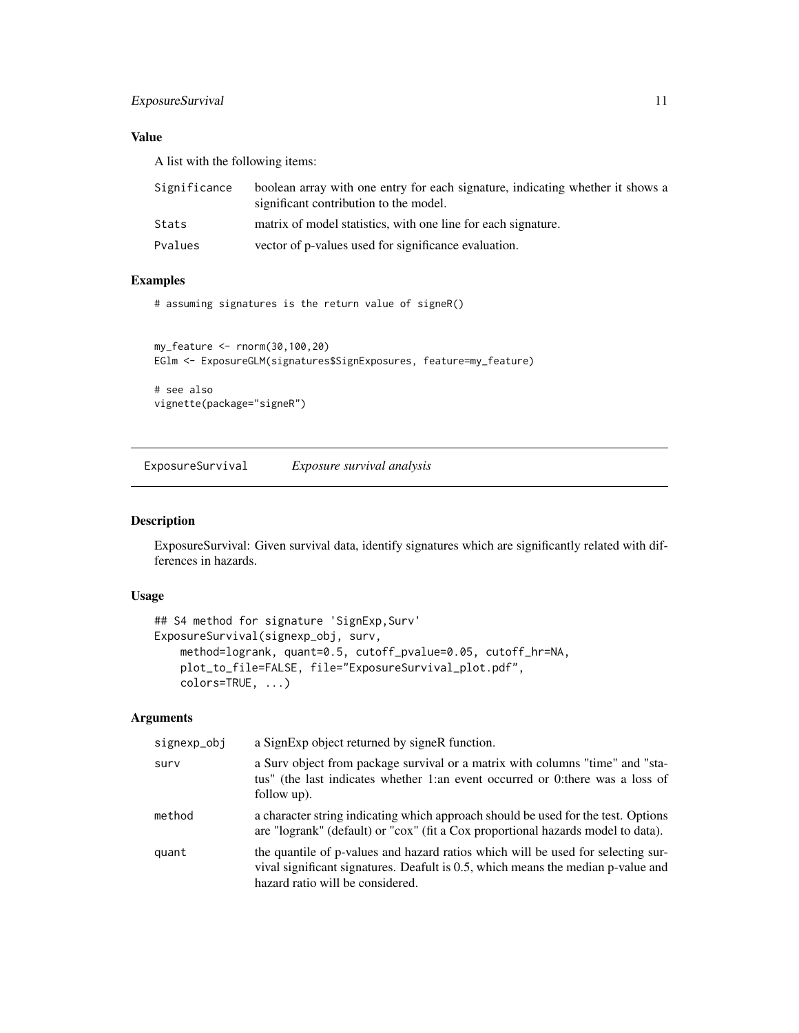### Value

A list with the following items:

| | |
|---|---|
| Significance | boolean array with one entry for each signature, indicating whether it shows a significant contribution to the model. |
| Stats | matrix of model statistics, with one line for each signature. |
| Pvalues | vector of p-values used for significance evaluation. |

### Examples

```
# assuming signatures is the return value of signeR()


my_feature <- rnorm(30,100,20)
EGlm <- ExposureGLM(signatures$SignExposures, feature=my_feature)

# see also
vignette(package="signeR")
```

---

## ExposureSurvival    *Exposure survival analysis*

---

### Description

ExposureSurvival: Given survival data, identify signatures which are significantly related with differences in hazards.

### Usage

```
## S4 method for signature 'SignExp,Surv'
ExposureSurvival(signexp_obj, surv,
    method=logrank, quant=0.5, cutoff_pvalue=0.05, cutoff_hr=NA,
    plot_to_file=FALSE, file="ExposureSurvival_plot.pdf",
    colors=TRUE, ...)
```

### Arguments

| | |
|---|---|
| signexp_obj | a SignExp object returned by signeR function. |
| surv | a Surv object from package survival or a matrix with columns "time" and "status" (the last indicates whether 1:an event occurred or 0:there was a loss of follow up). |
| method | a character string indicating which approach should be used for the test. Options are "logrank" (default) or "cox" (fit a Cox proportional hazards model to data). |
| quant | the quantile of p-values and hazard ratios which will be used for selecting survival significant signatures. Deafult is 0.5, which means the median p-value and hazard ratio will be considered. |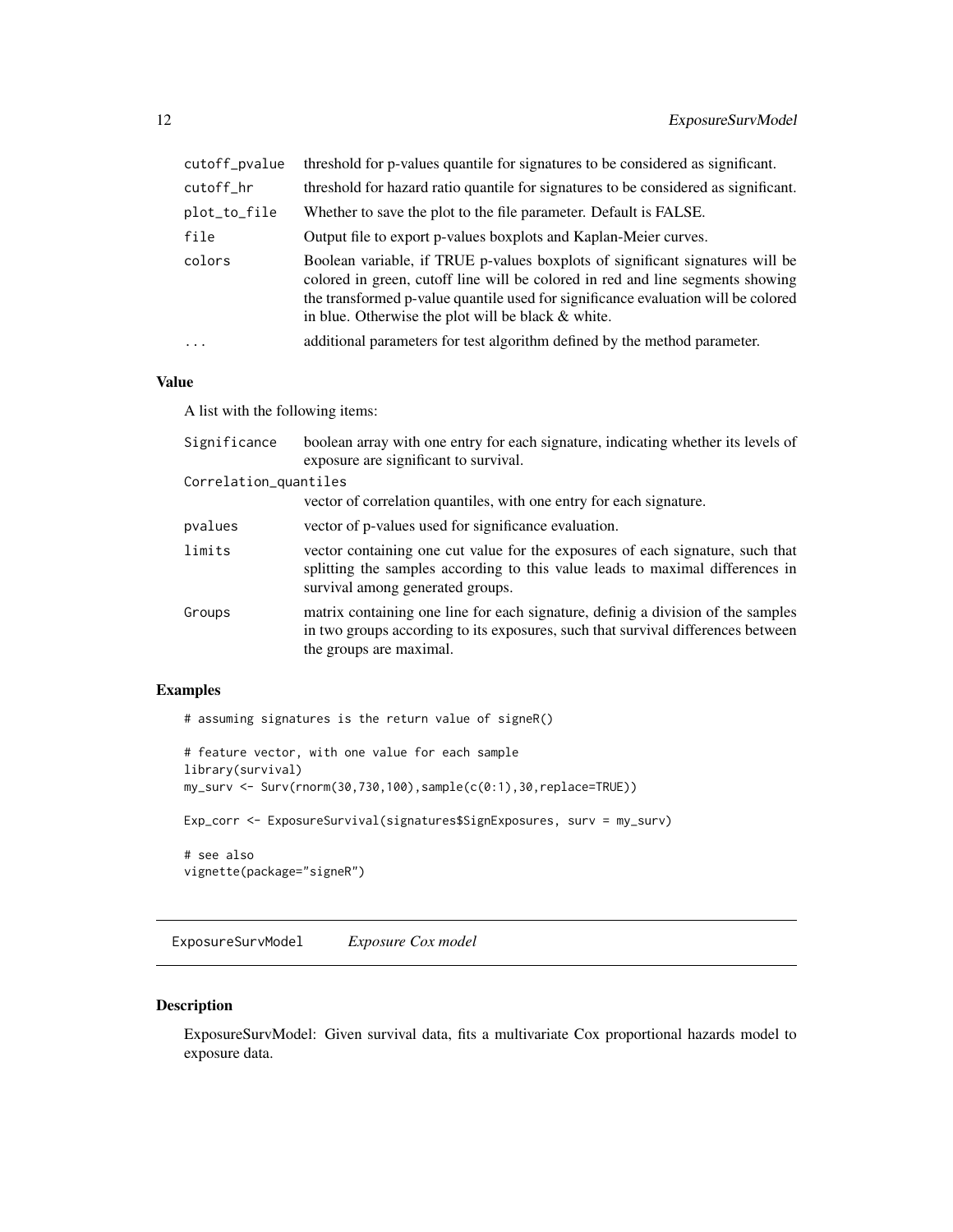| | |
|---|---|
| cutoff_pvalue | threshold for p-values quantile for signatures to be considered as significant. |
| cutoff_hr | threshold for hazard ratio quantile for signatures to be considered as significant. |
| plot_to_file | Whether to save the plot to the file parameter. Default is FALSE. |
| file | Output file to export p-values boxplots and Kaplan-Meier curves. |
| colors | Boolean variable, if TRUE p-values boxplots of significant signatures will be colored in green, cutoff line will be colored in red and line segments showing the transformed p-value quantile used for significance evaluation will be colored in blue. Otherwise the plot will be black & white. |
| ... | additional parameters for test algorithm defined by the method parameter. |

## Value

A list with the following items:

| | |
|---|---|
| Significance | boolean array with one entry for each signature, indicating whether its levels of exposure are significant to survival. |
| Correlation_quantiles | vector of correlation quantiles, with one entry for each signature. |
| pvalues | vector of p-values used for significance evaluation. |
| limits | vector containing one cut value for the exposures of each signature, such that splitting the samples according to this value leads to maximal differences in survival among generated groups. |
| Groups | matrix containing one line for each signature, definig a division of the samples in two groups according to its exposures, such that survival differences between the groups are maximal. |

## Examples

```
# assuming signatures is the return value of signeR()

# feature vector, with one value for each sample
library(survival)
my_surv <- Surv(rnorm(30,730,100),sample(c(0:1),30,replace=TRUE))

Exp_corr <- ExposureSurvival(signatures$SignExposures, surv = my_surv)

# see also
vignette(package="signeR")
```

---

# ExposureSurvModel *Exposure Cox model*

## Description

ExposureSurvModel: Given survival data, fits a multivariate Cox proportional hazards model to exposure data.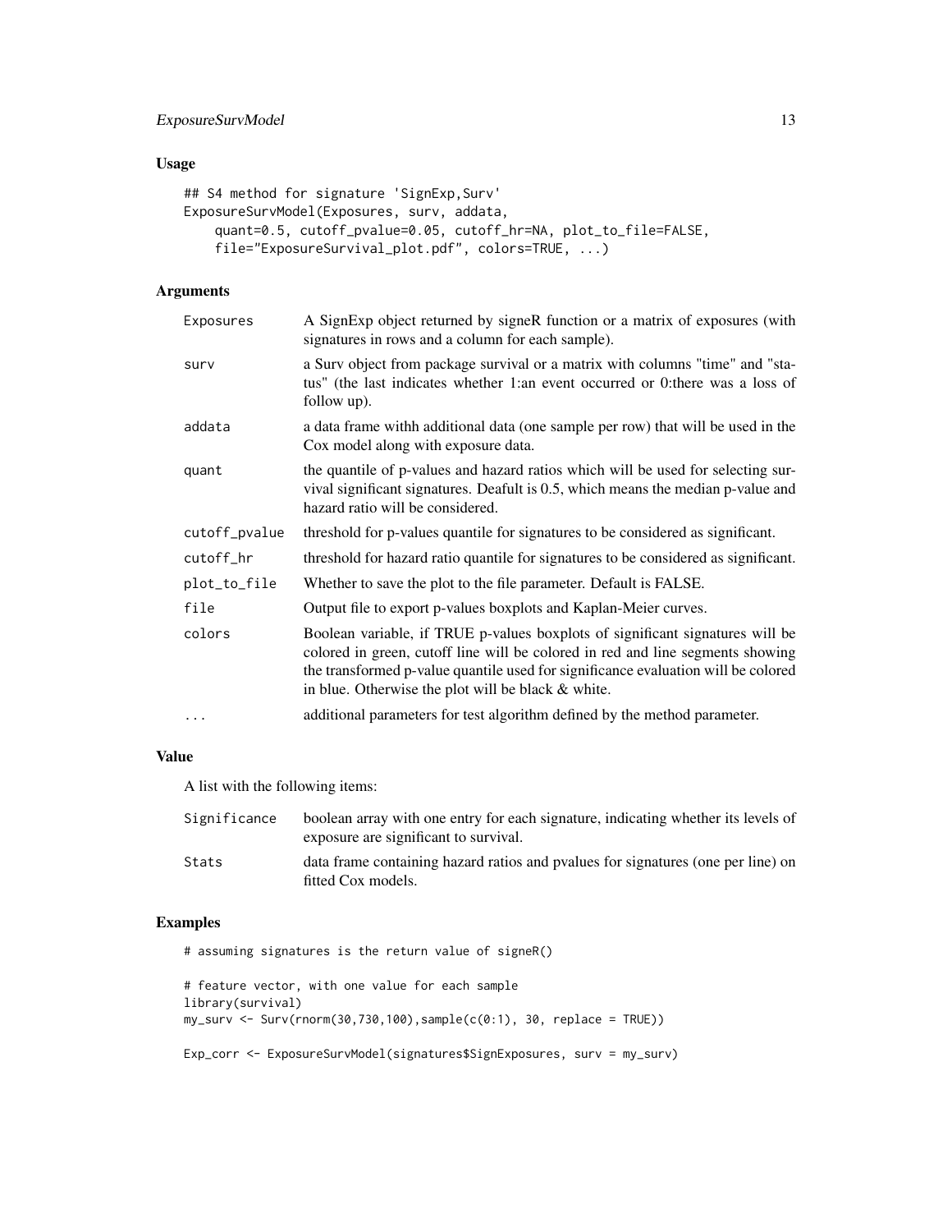## Usage

```
## S4 method for signature 'SignExp,Surv'
ExposureSurvModel(Exposures, surv, addata,
    quant=0.5, cutoff_pvalue=0.05, cutoff_hr=NA, plot_to_file=FALSE,
    file="ExposureSurvival_plot.pdf", colors=TRUE, ...)
```

## Arguments

| | |
|---|---|
| `Exposures` | A SignExp object returned by signeR function or a matrix of exposures (with signatures in rows and a column for each sample). |
| `surv` | a Surv object from package survival or a matrix with columns "time" and "status" (the last indicates whether 1:an event occurred or 0:there was a loss of follow up). |
| `addata` | a data frame withh additional data (one sample per row) that will be used in the Cox model along with exposure data. |
| `quant` | the quantile of p-values and hazard ratios which will be used for selecting survival significant signatures. Deafult is 0.5, which means the median p-value and hazard ratio will be considered. |
| `cutoff_pvalue` | threshold for p-values quantile for signatures to be considered as significant. |
| `cutoff_hr` | threshold for hazard ratio quantile for signatures to be considered as significant. |
| `plot_to_file` | Whether to save the plot to the file parameter. Default is FALSE. |
| `file` | Output file to export p-values boxplots and Kaplan-Meier curves. |
| `colors` | Boolean variable, if TRUE p-values boxplots of significant signatures will be colored in green, cutoff line will be colored in red and line segments showing the transformed p-value quantile used for significance evaluation will be colored in blue. Otherwise the plot will be black & white. |
| `...` | additional parameters for test algorithm defined by the method parameter. |

## Value

A list with the following items:

| | |
|---|---|
| `Significance` | boolean array with one entry for each signature, indicating whether its levels of exposure are significant to survival. |
| `Stats` | data frame containing hazard ratios and pvalues for signatures (one per line) on fitted Cox models. |

## Examples

```
# assuming signatures is the return value of signeR()

# feature vector, with one value for each sample
library(survival)
my_surv <- Surv(rnorm(30,730,100),sample(c(0:1), 30, replace = TRUE))

Exp_corr <- ExposureSurvModel(signatures$SignExposures, surv = my_surv)
```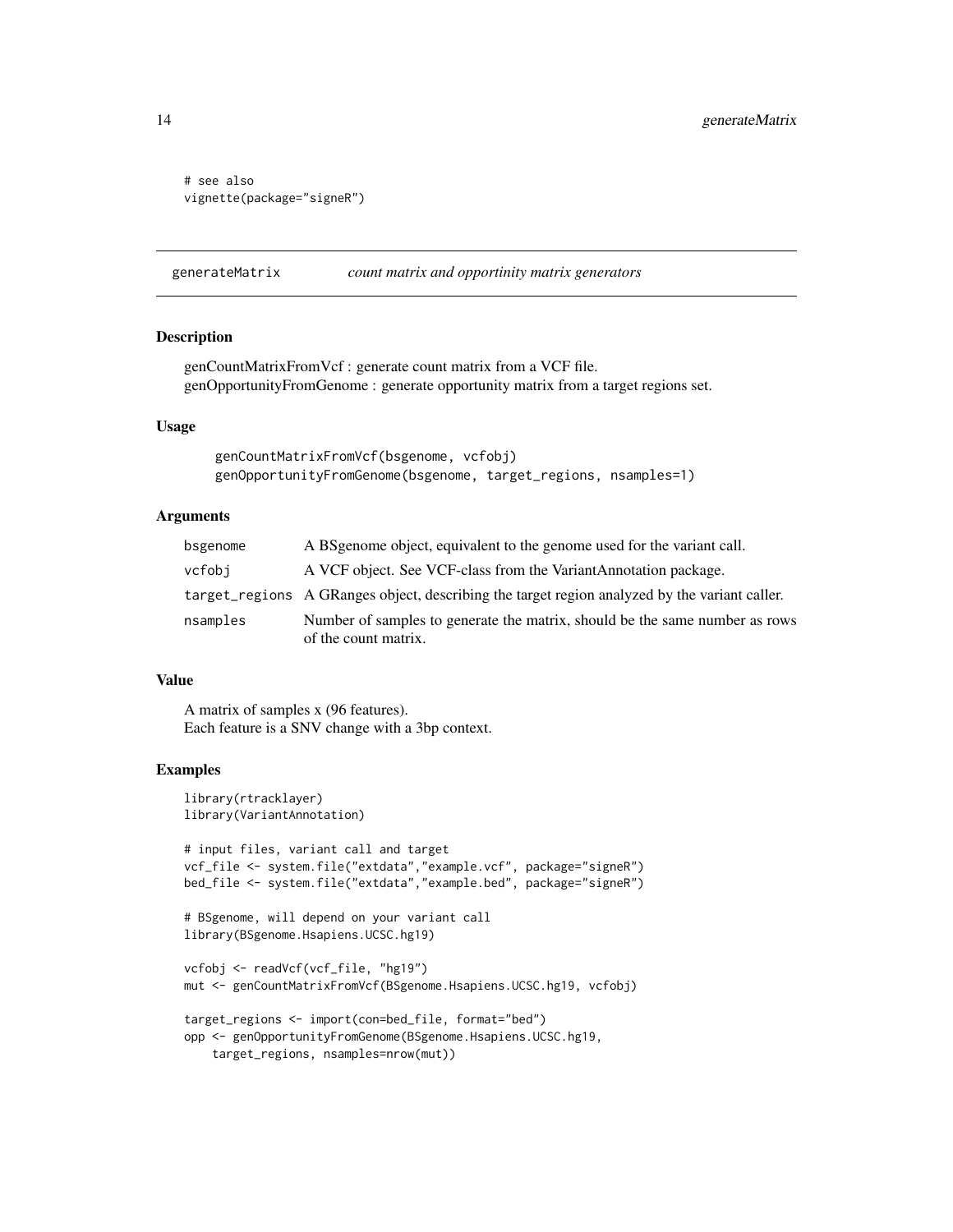```
# see also
vignette(package="signeR")
```

---

## generateMatrix *count matrix and opportinity matrix generators*

### Description

genCountMatrixFromVcf : generate count matrix from a VCF file.
genOpportunityFromGenome : generate opportunity matrix from a target regions set.

### Usage

```
genCountMatrixFromVcf(bsgenome, vcfobj)
genOpportunityFromGenome(bsgenome, target_regions, nsamples=1)
```

### Arguments

| | |
|---|---|
| bsgenome | A BSgenome object, equivalent to the genome used for the variant call. |
| vcfobj | A VCF object. See VCF-class from the VariantAnnotation package. |
| target_regions | A GRanges object, describing the target region analyzed by the variant caller. |
| nsamples | Number of samples to generate the matrix, should be the same number as rows of the count matrix. |

### Value

A matrix of samples x (96 features).
Each feature is a SNV change with a 3bp context.

### Examples

```
library(rtracklayer)
library(VariantAnnotation)

# input files, variant call and target
vcf_file <- system.file("extdata","example.vcf", package="signeR")
bed_file <- system.file("extdata","example.bed", package="signeR")

# BSgenome, will depend on your variant call
library(BSgenome.Hsapiens.UCSC.hg19)

vcfobj <- readVcf(vcf_file, "hg19")
mut <- genCountMatrixFromVcf(BSgenome.Hsapiens.UCSC.hg19, vcfobj)

target_regions <- import(con=bed_file, format="bed")
opp <- genOpportunityFromGenome(BSgenome.Hsapiens.UCSC.hg19,
    target_regions, nsamples=nrow(mut))
```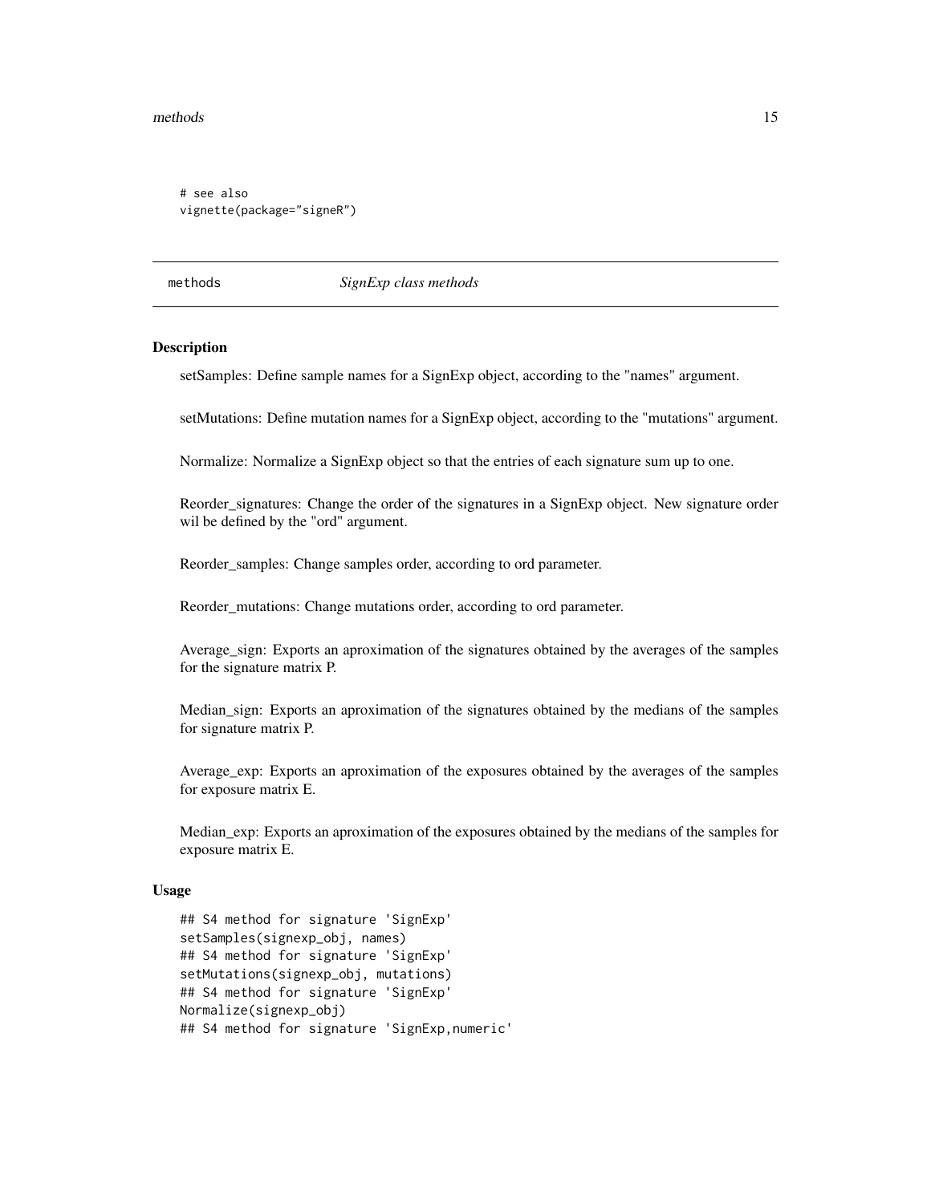```
# see also
vignette(package="signeR")
```

## methods — *SignExp class methods*

### Description

setSamples: Define sample names for a SignExp object, according to the "names" argument.

setMutations: Define mutation names for a SignExp object, according to the "mutations" argument.

Normalize: Normalize a SignExp object so that the entries of each signature sum up to one.

Reorder_signatures: Change the order of the signatures in a SignExp object. New signature order wil be defined by the "ord" argument.

Reorder_samples: Change samples order, according to ord parameter.

Reorder_mutations: Change mutations order, according to ord parameter.

Average_sign: Exports an aproximation of the signatures obtained by the averages of the samples for the signature matrix P.

Median_sign: Exports an aproximation of the signatures obtained by the medians of the samples for signature matrix P.

Average_exp: Exports an aproximation of the exposures obtained by the averages of the samples for exposure matrix E.

Median_exp: Exports an aproximation of the exposures obtained by the medians of the samples for exposure matrix E.

### Usage

```
## S4 method for signature 'SignExp'
setSamples(signexp_obj, names)
## S4 method for signature 'SignExp'
setMutations(signexp_obj, mutations)
## S4 method for signature 'SignExp'
Normalize(signexp_obj)
## S4 method for signature 'SignExp,numeric'
```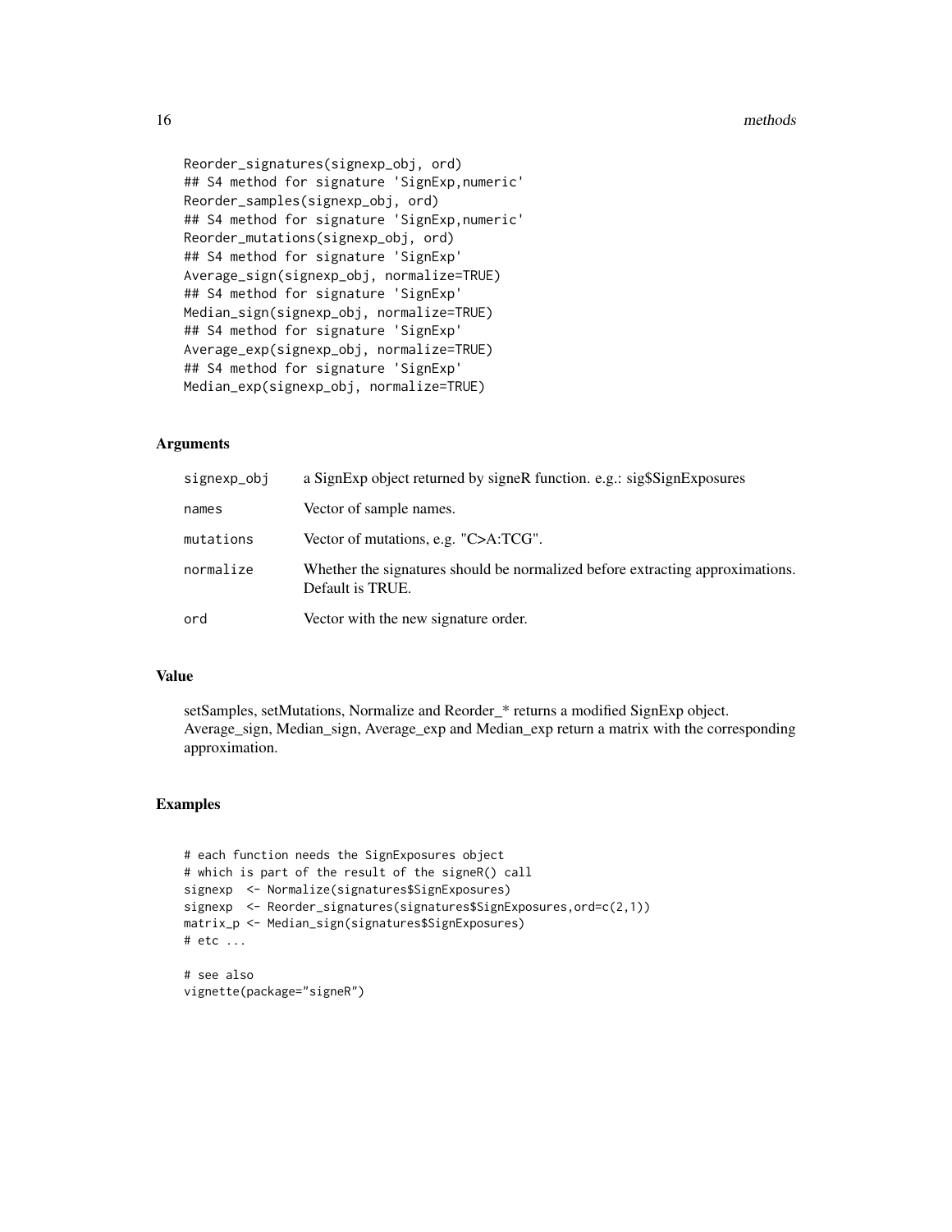```
Reorder_signatures(signexp_obj, ord)
## S4 method for signature 'SignExp,numeric'
Reorder_samples(signexp_obj, ord)
## S4 method for signature 'SignExp,numeric'
Reorder_mutations(signexp_obj, ord)
## S4 method for signature 'SignExp'
Average_sign(signexp_obj, normalize=TRUE)
## S4 method for signature 'SignExp'
Median_sign(signexp_obj, normalize=TRUE)
## S4 method for signature 'SignExp'
Average_exp(signexp_obj, normalize=TRUE)
## S4 method for signature 'SignExp'
Median_exp(signexp_obj, normalize=TRUE)
```

## Arguments

| | |
|---|---|
| signexp_obj | a SignExp object returned by signeR function. e.g.: sig$SignExposures |
| names | Vector of sample names. |
| mutations | Vector of mutations, e.g. "C>A:TCG". |
| normalize | Whether the signatures should be normalized before extracting approximations. Default is TRUE. |
| ord | Vector with the new signature order. |

## Value

setSamples, setMutations, Normalize and Reorder_* returns a modified SignExp object. Average_sign, Median_sign, Average_exp and Median_exp return a matrix with the corresponding approximation.

## Examples

```
# each function needs the SignExposures object
# which is part of the result of the signeR() call
signexp  <- Normalize(signatures$SignExposures)
signexp  <- Reorder_signatures(signatures$SignExposures,ord=c(2,1))
matrix_p <- Median_sign(signatures$SignExposures)
# etc ...

# see also
vignette(package="signeR")
```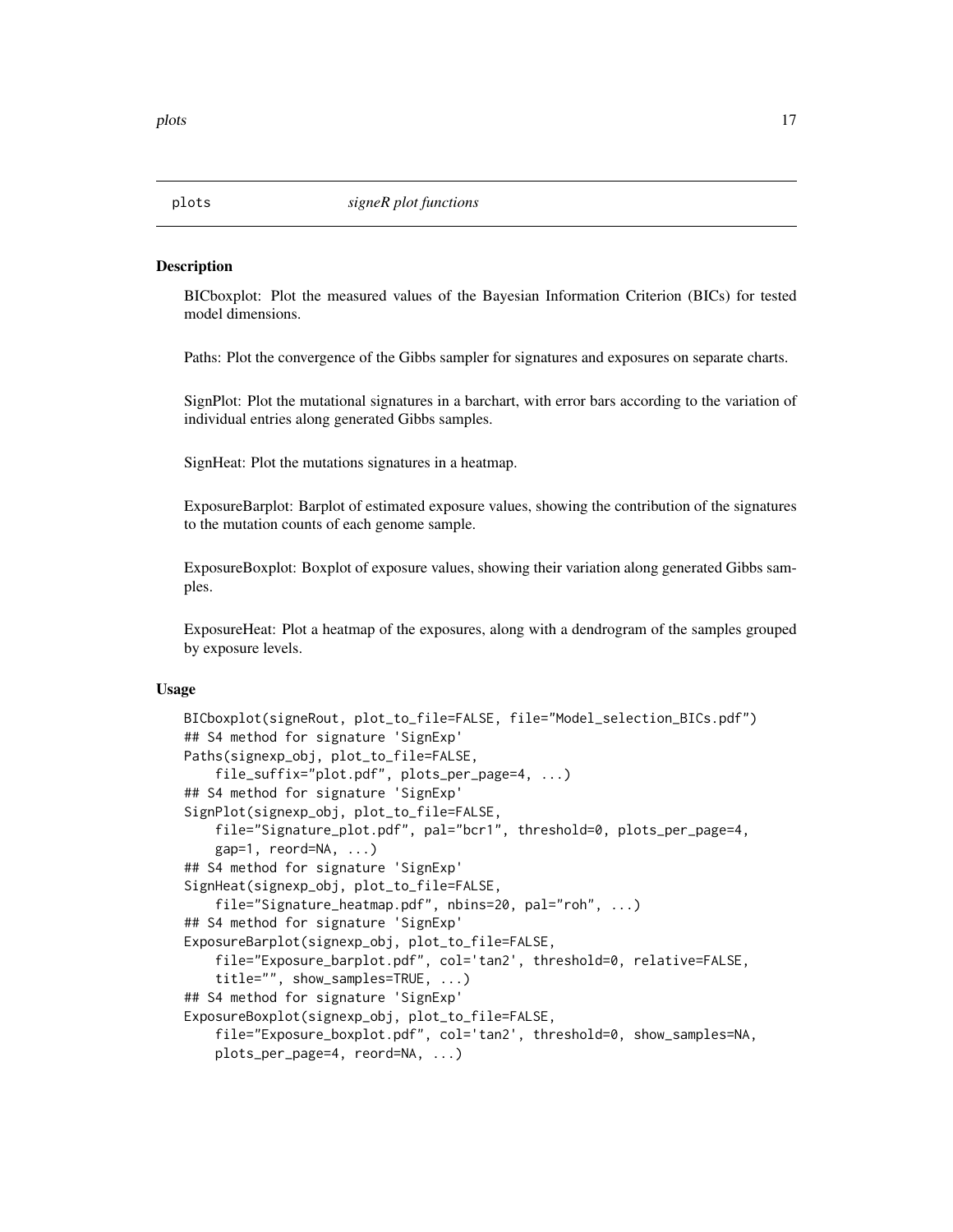plots *signeR plot functions*

## Description

BICboxplot: Plot the measured values of the Bayesian Information Criterion (BICs) for tested model dimensions.

Paths: Plot the convergence of the Gibbs sampler for signatures and exposures on separate charts.

SignPlot: Plot the mutational signatures in a barchart, with error bars according to the variation of individual entries along generated Gibbs samples.

SignHeat: Plot the mutations signatures in a heatmap.

ExposureBarplot: Barplot of estimated exposure values, showing the contribution of the signatures to the mutation counts of each genome sample.

ExposureBoxplot: Boxplot of exposure values, showing their variation along generated Gibbs samples.

ExposureHeat: Plot a heatmap of the exposures, along with a dendrogram of the samples grouped by exposure levels.

## Usage

```
BICboxplot(signeRout, plot_to_file=FALSE, file="Model_selection_BICs.pdf")
## S4 method for signature 'SignExp'
Paths(signexp_obj, plot_to_file=FALSE,
    file_suffix="plot.pdf", plots_per_page=4, ...)
## S4 method for signature 'SignExp'
SignPlot(signexp_obj, plot_to_file=FALSE,
    file="Signature_plot.pdf", pal="bcr1", threshold=0, plots_per_page=4,
    gap=1, reord=NA, ...)
## S4 method for signature 'SignExp'
SignHeat(signexp_obj, plot_to_file=FALSE,
    file="Signature_heatmap.pdf", nbins=20, pal="roh", ...)
## S4 method for signature 'SignExp'
ExposureBarplot(signexp_obj, plot_to_file=FALSE,
    file="Exposure_barplot.pdf", col='tan2', threshold=0, relative=FALSE,
    title="", show_samples=TRUE, ...)
## S4 method for signature 'SignExp'
ExposureBoxplot(signexp_obj, plot_to_file=FALSE,
    file="Exposure_boxplot.pdf", col='tan2', threshold=0, show_samples=NA,
    plots_per_page=4, reord=NA, ...)
```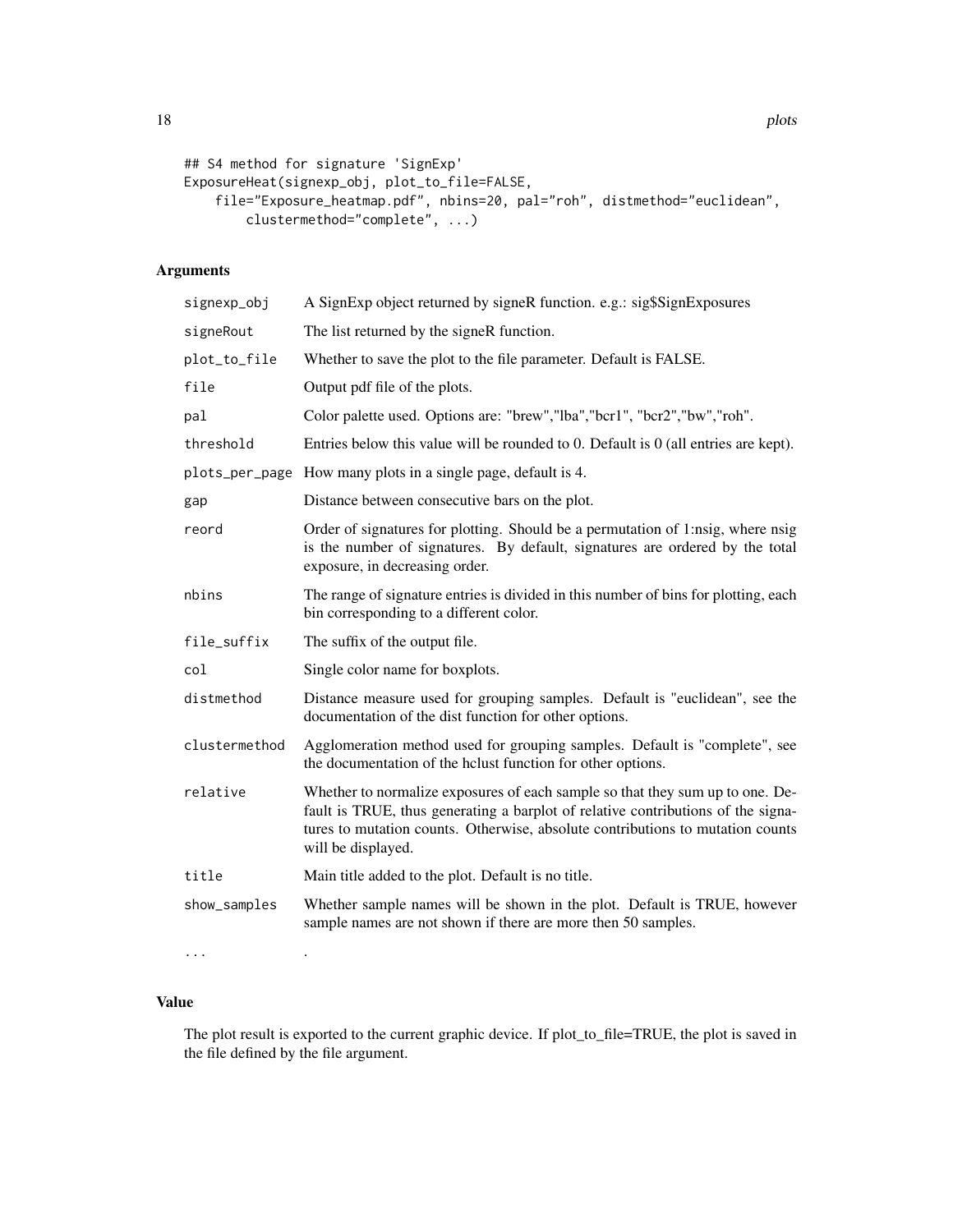```
## S4 method for signature 'SignExp'
ExposureHeat(signexp_obj, plot_to_file=FALSE,
    file="Exposure_heatmap.pdf", nbins=20, pal="roh", distmethod="euclidean",
        clustermethod="complete", ...)
```

### Arguments

| | |
|---|---|
| signexp_obj | A SignExp object returned by signeR function. e.g.: sig$SignExposures |
| signeRout | The list returned by the signeR function. |
| plot_to_file | Whether to save the plot to the file parameter. Default is FALSE. |
| file | Output pdf file of the plots. |
| pal | Color palette used. Options are: "brew","lba","bcr1", "bcr2","bw","roh". |
| threshold | Entries below this value will be rounded to 0. Default is 0 (all entries are kept). |
| plots_per_page | How many plots in a single page, default is 4. |
| gap | Distance between consecutive bars on the plot. |
| reord | Order of signatures for plotting. Should be a permutation of 1:nsig, where nsig is the number of signatures. By default, signatures are ordered by the total exposure, in decreasing order. |
| nbins | The range of signature entries is divided in this number of bins for plotting, each bin corresponding to a different color. |
| file_suffix | The suffix of the output file. |
| col | Single color name for boxplots. |
| distmethod | Distance measure used for grouping samples. Default is "euclidean", see the documentation of the dist function for other options. |
| clustermethod | Agglomeration method used for grouping samples. Default is "complete", see the documentation of the hclust function for other options. |
| relative | Whether to normalize exposures of each sample so that they sum up to one. Default is TRUE, thus generating a barplot of relative contributions of the signatures to mutation counts. Otherwise, absolute contributions to mutation counts will be displayed. |
| title | Main title added to the plot. Default is no title. |
| show_samples | Whether sample names will be shown in the plot. Default is TRUE, however sample names are not shown if there are more then 50 samples. |
| ... | . |

### Value

The plot result is exported to the current graphic device. If plot_to_file=TRUE, the plot is saved in the file defined by the file argument.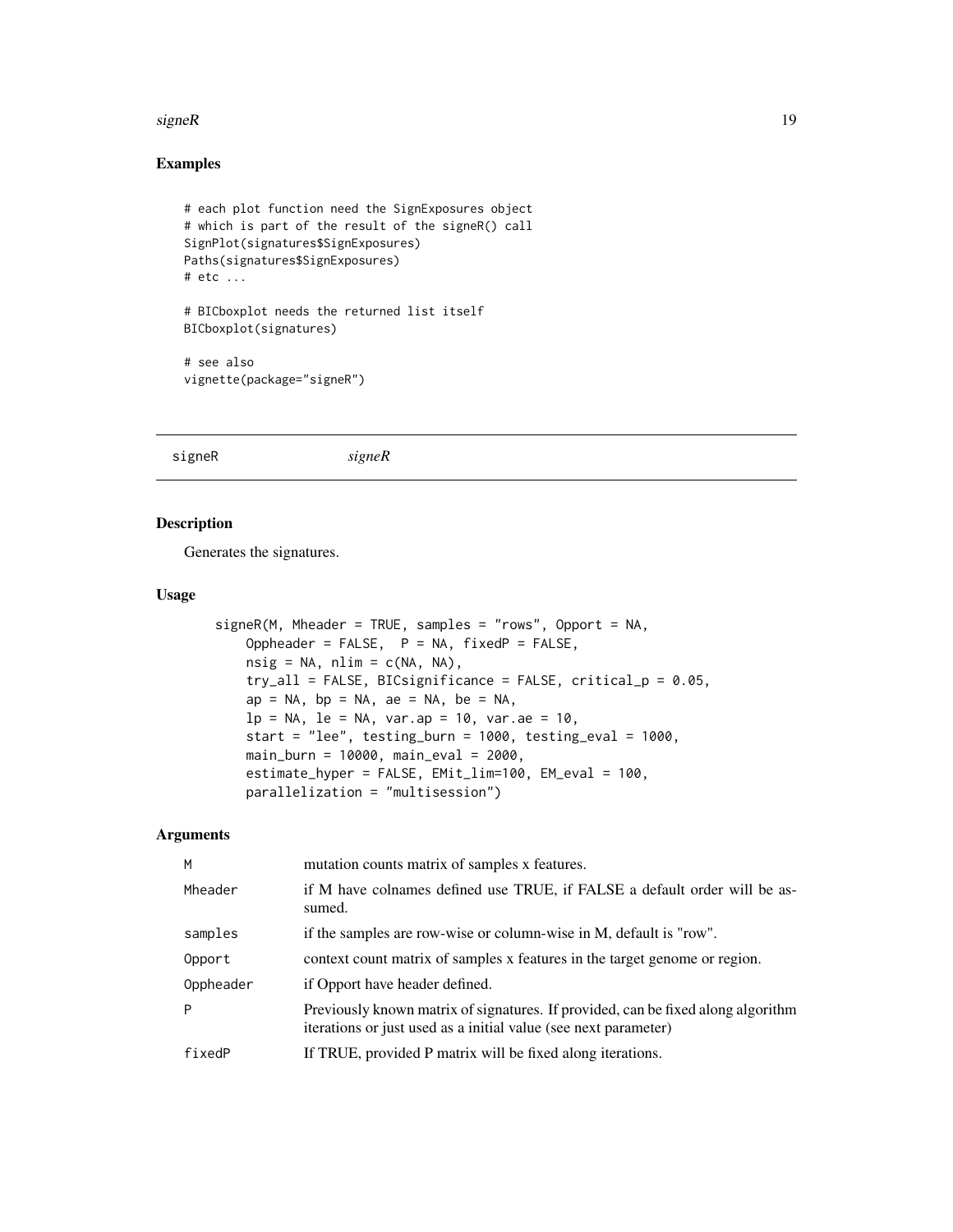### Examples

```
# each plot function need the SignExposures object
# which is part of the result of the signeR() call
SignPlot(signatures$SignExposures)
Paths(signatures$SignExposures)
# etc ...

# BICboxplot needs the returned list itself
BICboxplot(signatures)

# see also
vignette(package="signeR")
```

---

## signeR *signeR*

---

### Description

Generates the signatures.

### Usage

```
signeR(M, Mheader = TRUE, samples = "rows", Opport = NA,
    Oppheader = FALSE,  P = NA, fixedP = FALSE,
    nsig = NA, nlim = c(NA, NA),
    try_all = FALSE, BICsignificance = FALSE, critical_p = 0.05,
    ap = NA, bp = NA, ae = NA, be = NA,
    lp = NA, le = NA, var.ap = 10, var.ae = 10,
    start = "lee", testing_burn = 1000, testing_eval = 1000,
    main_burn = 10000, main_eval = 2000,
    estimate_hyper = FALSE, EMit_lim=100, EM_eval = 100,
    parallelization = "multisession")
```

### Arguments

| | |
|---|---|
| M | mutation counts matrix of samples x features. |
| Mheader | if M have colnames defined use TRUE, if FALSE a default order will be assumed. |
| samples | if the samples are row-wise or column-wise in M, default is "row". |
| Opport | context count matrix of samples x features in the target genome or region. |
| Oppheader | if Opport have header defined. |
| P | Previously known matrix of signatures. If provided, can be fixed along algorithm iterations or just used as a initial value (see next parameter) |
| fixedP | If TRUE, provided P matrix will be fixed along iterations. |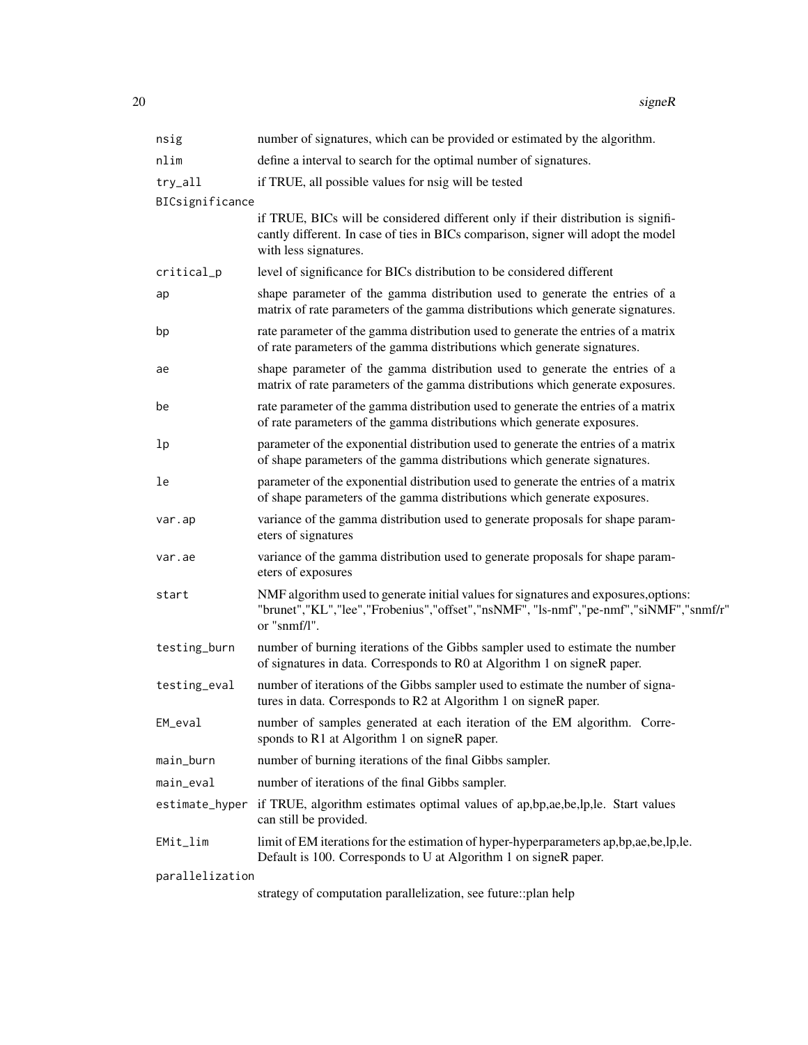| | |
|---|---|
| `nsig` | number of signatures, which can be provided or estimated by the algorithm. |
| `nlim` | define a interval to search for the optimal number of signatures. |
| `try_all` | if TRUE, all possible values for nsig will be tested |
| `BICsignificance` | if TRUE, BICs will be considered different only if their distribution is significantly different. In case of ties in BICs comparison, signer will adopt the model with less signatures. |
| `critical_p` | level of significance for BICs distribution to be considered different |
| `ap` | shape parameter of the gamma distribution used to generate the entries of a matrix of rate parameters of the gamma distributions which generate signatures. |
| `bp` | rate parameter of the gamma distribution used to generate the entries of a matrix of rate parameters of the gamma distributions which generate signatures. |
| `ae` | shape parameter of the gamma distribution used to generate the entries of a matrix of rate parameters of the gamma distributions which generate exposures. |
| `be` | rate parameter of the gamma distribution used to generate the entries of a matrix of rate parameters of the gamma distributions which generate exposures. |
| `lp` | parameter of the exponential distribution used to generate the entries of a matrix of shape parameters of the gamma distributions which generate signatures. |
| `le` | parameter of the exponential distribution used to generate the entries of a matrix of shape parameters of the gamma distributions which generate exposures. |
| `var.ap` | variance of the gamma distribution used to generate proposals for shape parameters of signatures |
| `var.ae` | variance of the gamma distribution used to generate proposals for shape parameters of exposures |
| `start` | NMF algorithm used to generate initial values for signatures and exposures,options: "brunet","KL","lee","Frobenius","offset","nsNMF", "ls-nmf","pe-nmf","siNMF","snmf/r" or "snmf/l". |
| `testing_burn` | number of burning iterations of the Gibbs sampler used to estimate the number of signatures in data. Corresponds to R0 at Algorithm 1 on signeR paper. |
| `testing_eval` | number of iterations of the Gibbs sampler used to estimate the number of signatures in data. Corresponds to R2 at Algorithm 1 on signeR paper. |
| `EM_eval` | number of samples generated at each iteration of the EM algorithm. Corresponds to R1 at Algorithm 1 on signeR paper. |
| `main_burn` | number of burning iterations of the final Gibbs sampler. |
| `main_eval` | number of iterations of the final Gibbs sampler. |
| `estimate_hyper` | if TRUE, algorithm estimates optimal values of ap,bp,ae,be,lp,le. Start values can still be provided. |
| `EMit_lim` | limit of EM iterations for the estimation of hyper-hyperparameters ap,bp,ae,be,lp,le. Default is 100. Corresponds to U at Algorithm 1 on signeR paper. |
| `parallelization` | strategy of computation parallelization, see future::plan help |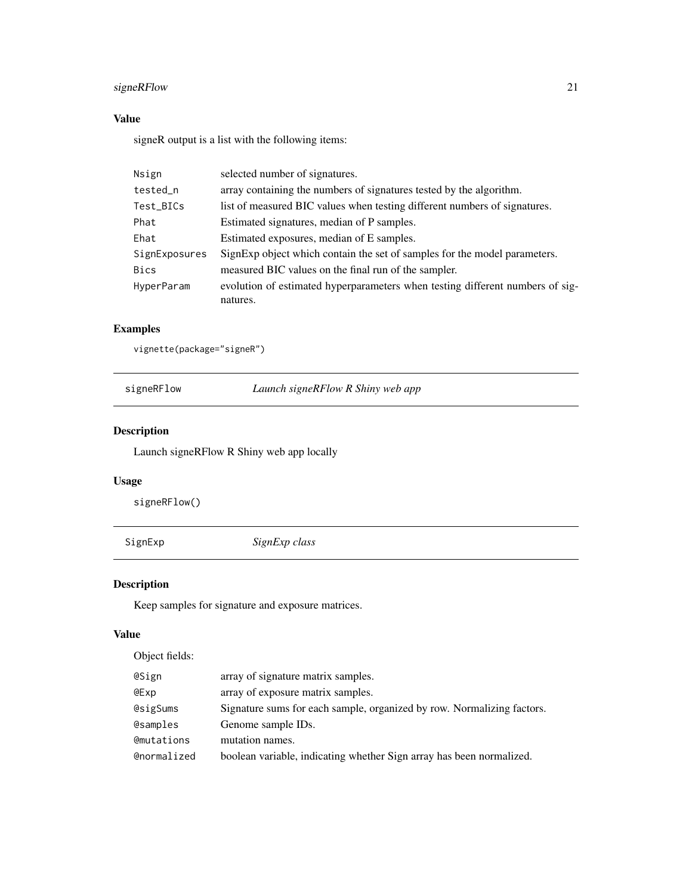## Value

signeR output is a list with the following items:

| | |
|---|---|
| `Nsign` | selected number of signatures. |
| `tested_n` | array containing the numbers of signatures tested by the algorithm. |
| `Test_BICs` | list of measured BIC values when testing different numbers of signatures. |
| `Phat` | Estimated signatures, median of P samples. |
| `Ehat` | Estimated exposures, median of E samples. |
| `SignExposures` | SignExp object which contain the set of samples for the model parameters. |
| `Bics` | measured BIC values on the final run of the sampler. |
| `HyperParam` | evolution of estimated hyperparameters when testing different numbers of signatures. |

## Examples

```
vignette(package="signeR")
```

---

# signeRFlow *Launch signeRFlow R Shiny web app*

---

## Description

Launch signeRFlow R Shiny web app locally

## Usage

```
signeRFlow()
```

---

# SignExp *SignExp class*

---

## Description

Keep samples for signature and exposure matrices.

## Value

Object fields:

| | |
|---|---|
| `@Sign` | array of signature matrix samples. |
| `@Exp` | array of exposure matrix samples. |
| `@sigSums` | Signature sums for each sample, organized by row. Normalizing factors. |
| `@samples` | Genome sample IDs. |
| `@mutations` | mutation names. |
| `@normalized` | boolean variable, indicating whether Sign array has been normalized. |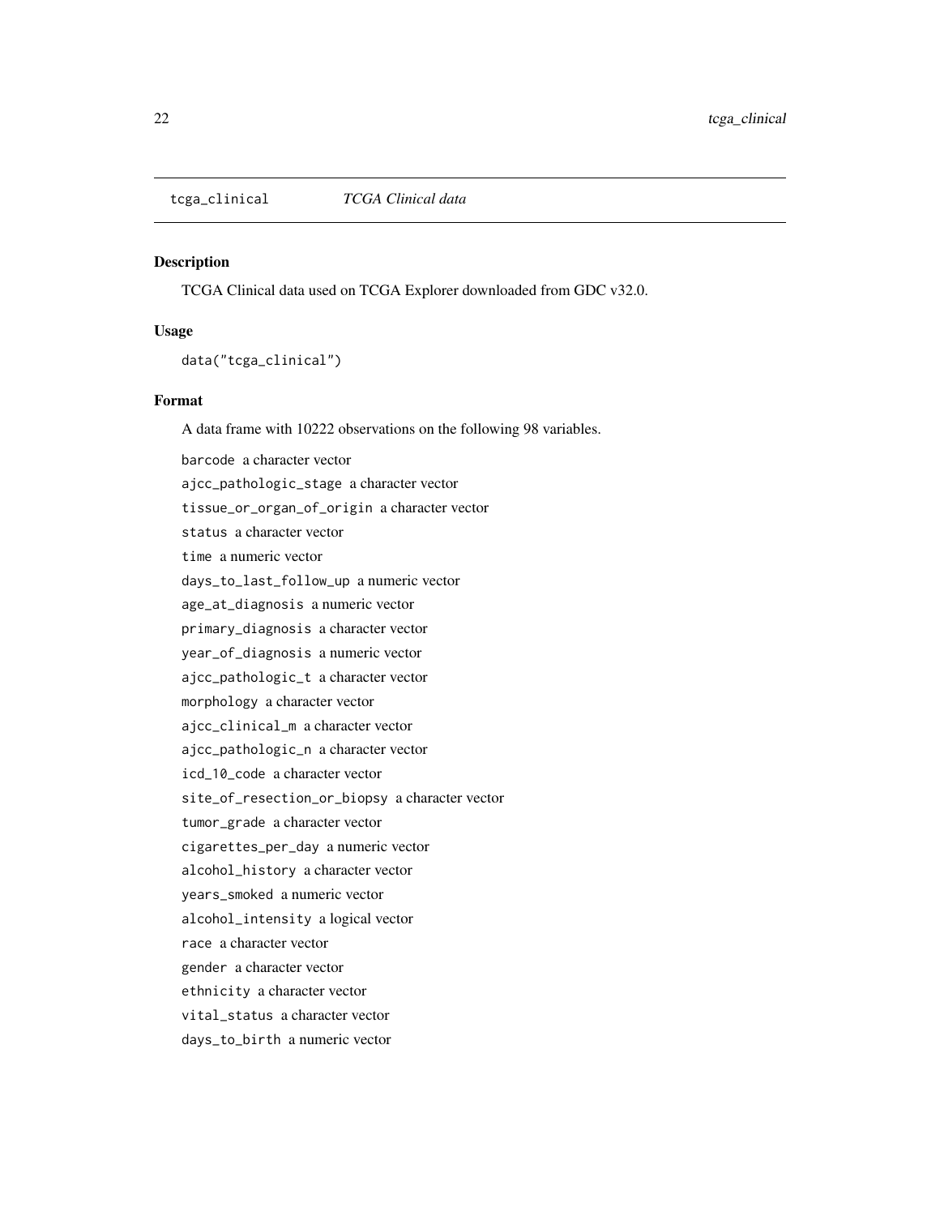## tcga_clinical *TCGA Clinical data*

### Description

TCGA Clinical data used on TCGA Explorer downloaded from GDC v32.0.

### Usage

```
data("tcga_clinical")
```

### Format

A data frame with 10222 observations on the following 98 variables.

- `barcode` a character vector
- `ajcc_pathologic_stage` a character vector
- `tissue_or_organ_of_origin` a character vector
- `status` a character vector
- `time` a numeric vector
- `days_to_last_follow_up` a numeric vector
- `age_at_diagnosis` a numeric vector
- `primary_diagnosis` a character vector
- `year_of_diagnosis` a numeric vector
- `ajcc_pathologic_t` a character vector
- `morphology` a character vector
- `ajcc_clinical_m` a character vector
- `ajcc_pathologic_n` a character vector
- `icd_10_code` a character vector
- `site_of_resection_or_biopsy` a character vector
- `tumor_grade` a character vector
- `cigarettes_per_day` a numeric vector
- `alcohol_history` a character vector
- `years_smoked` a numeric vector
- `alcohol_intensity` a logical vector
- `race` a character vector
- `gender` a character vector
- `ethnicity` a character vector
- `vital_status` a character vector
- `days_to_birth` a numeric vector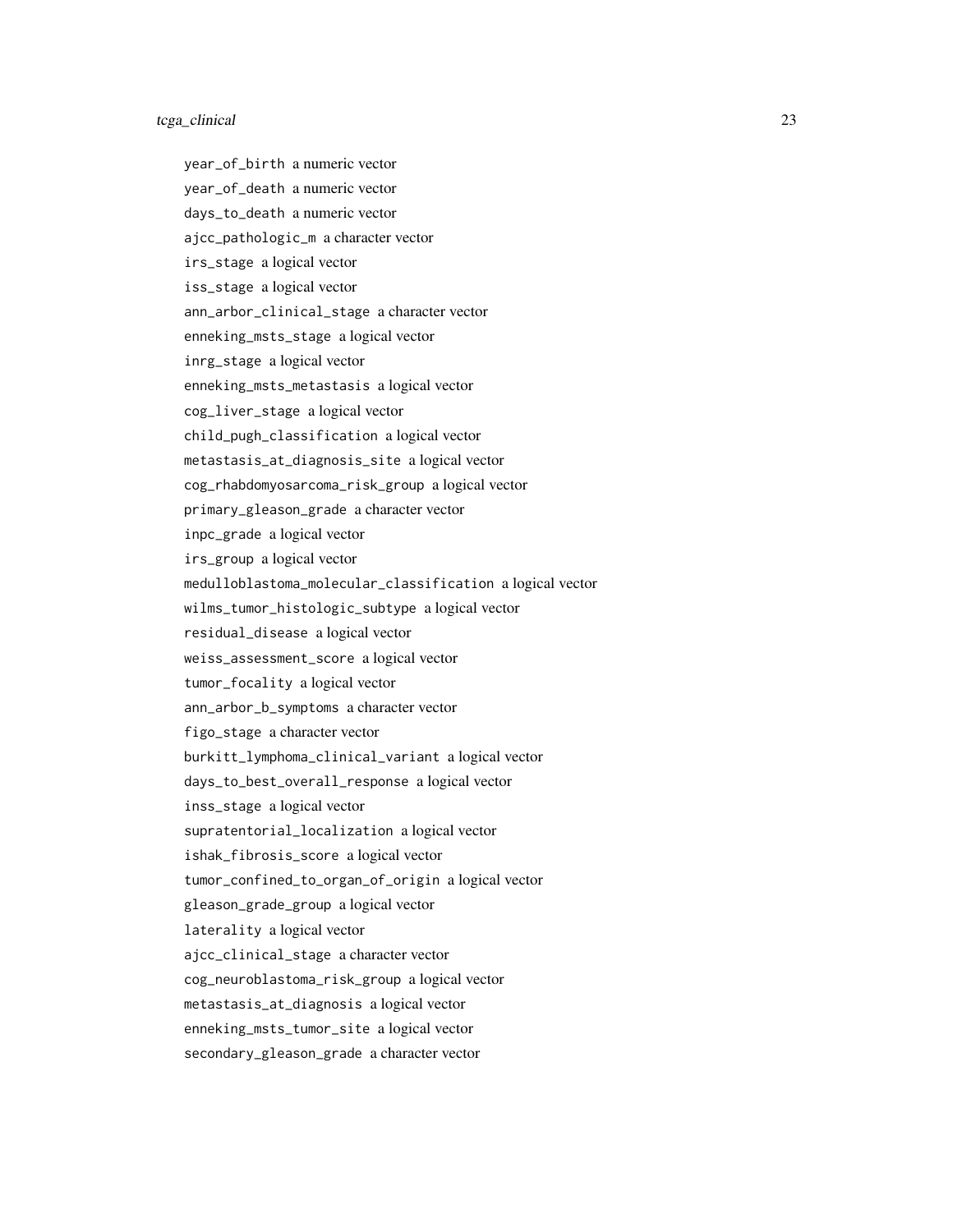year_of_birth a numeric vector

year_of_death a numeric vector

days_to_death a numeric vector

ajcc_pathologic_m a character vector

irs_stage a logical vector

iss_stage a logical vector

ann_arbor_clinical_stage a character vector

enneking_msts_stage a logical vector

inrg_stage a logical vector

enneking_msts_metastasis a logical vector

cog_liver_stage a logical vector

child_pugh_classification a logical vector

metastasis_at_diagnosis_site a logical vector

cog_rhabdomyosarcoma_risk_group a logical vector

primary_gleason_grade a character vector

inpc_grade a logical vector

irs_group a logical vector

medulloblastoma_molecular_classification a logical vector

wilms_tumor_histologic_subtype a logical vector

residual_disease a logical vector

weiss_assessment_score a logical vector

tumor_focality a logical vector

ann_arbor_b_symptoms a character vector

figo_stage a character vector

burkitt_lymphoma_clinical_variant a logical vector

days_to_best_overall_response a logical vector

inss_stage a logical vector

supratentorial_localization a logical vector

ishak_fibrosis_score a logical vector

tumor_confined_to_organ_of_origin a logical vector

gleason_grade_group a logical vector

laterality a logical vector

ajcc_clinical_stage a character vector

cog_neuroblastoma_risk_group a logical vector

metastasis_at_diagnosis a logical vector

enneking_msts_tumor_site a logical vector

secondary_gleason_grade a character vector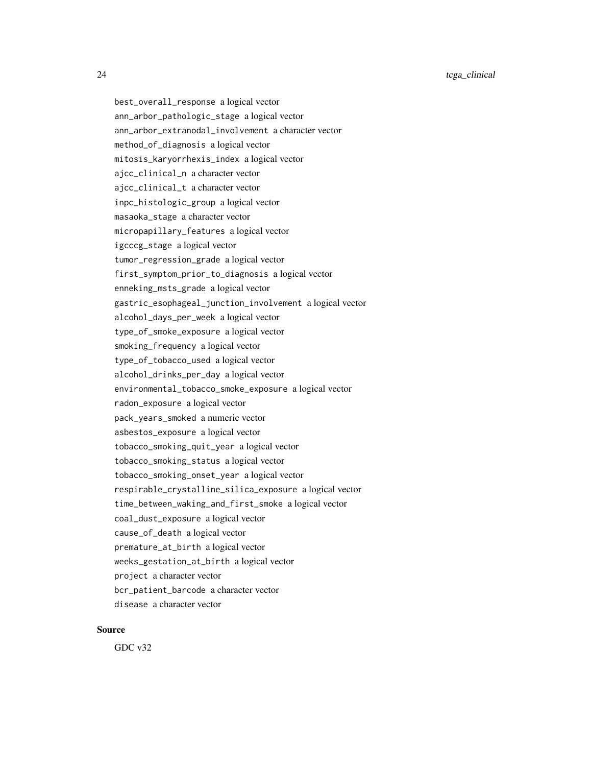best_overall_response a logical vector
ann_arbor_pathologic_stage a logical vector
ann_arbor_extranodal_involvement a character vector
method_of_diagnosis a logical vector
mitosis_karyorrhexis_index a logical vector
ajcc_clinical_n a character vector
ajcc_clinical_t a character vector
inpc_histologic_group a logical vector
masaoka_stage a character vector
micropapillary_features a logical vector
igcccg_stage a logical vector
tumor_regression_grade a logical vector
first_symptom_prior_to_diagnosis a logical vector
enneking_msts_grade a logical vector
gastric_esophageal_junction_involvement a logical vector
alcohol_days_per_week a logical vector
type_of_smoke_exposure a logical vector
smoking_frequency a logical vector
type_of_tobacco_used a logical vector
alcohol_drinks_per_day a logical vector
environmental_tobacco_smoke_exposure a logical vector
radon_exposure a logical vector
pack_years_smoked a numeric vector
asbestos_exposure a logical vector
tobacco_smoking_quit_year a logical vector
tobacco_smoking_status a logical vector
tobacco_smoking_onset_year a logical vector
respirable_crystalline_silica_exposure a logical vector
time_between_waking_and_first_smoke a logical vector
coal_dust_exposure a logical vector
cause_of_death a logical vector
premature_at_birth a logical vector
weeks_gestation_at_birth a logical vector
project a character vector
bcr_patient_barcode a character vector
disease a character vector

## Source

GDC v32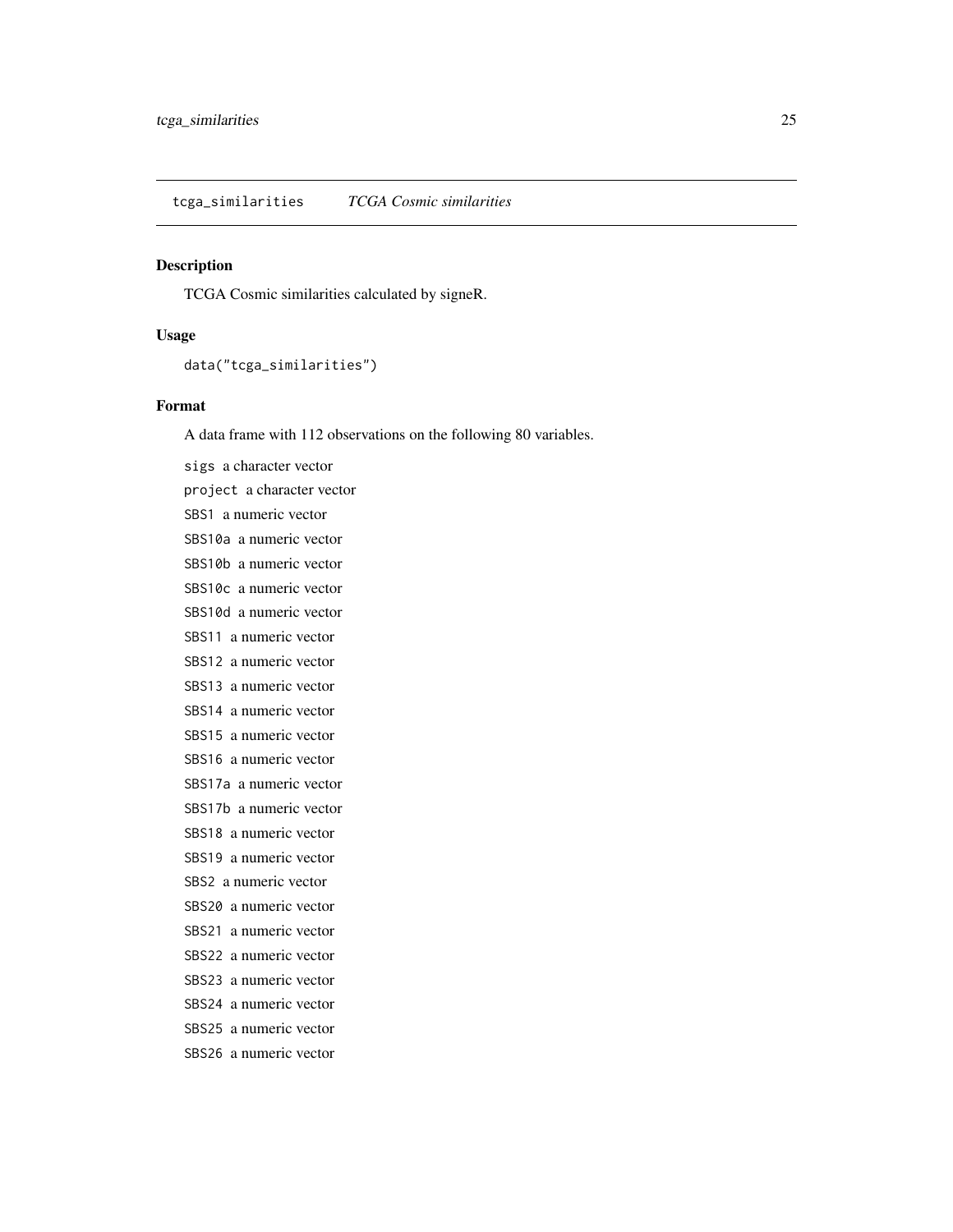## tcga_similarities *TCGA Cosmic similarities*

### Description

TCGA Cosmic similarities calculated by signeR.

### Usage

```
data("tcga_similarities")
```

### Format

A data frame with 112 observations on the following 80 variables.

- `sigs` a character vector
- `project` a character vector
- `SBS1` a numeric vector
- `SBS10a` a numeric vector
- `SBS10b` a numeric vector
- `SBS10c` a numeric vector
- `SBS10d` a numeric vector
- `SBS11` a numeric vector
- `SBS12` a numeric vector
- `SBS13` a numeric vector
- `SBS14` a numeric vector
- `SBS15` a numeric vector
- `SBS16` a numeric vector
- `SBS17a` a numeric vector
- `SBS17b` a numeric vector
- `SBS18` a numeric vector
- `SBS19` a numeric vector
- `SBS2` a numeric vector
- `SBS20` a numeric vector
- `SBS21` a numeric vector
- `SBS22` a numeric vector
- `SBS23` a numeric vector
- `SBS24` a numeric vector
- `SBS25` a numeric vector
- `SBS26` a numeric vector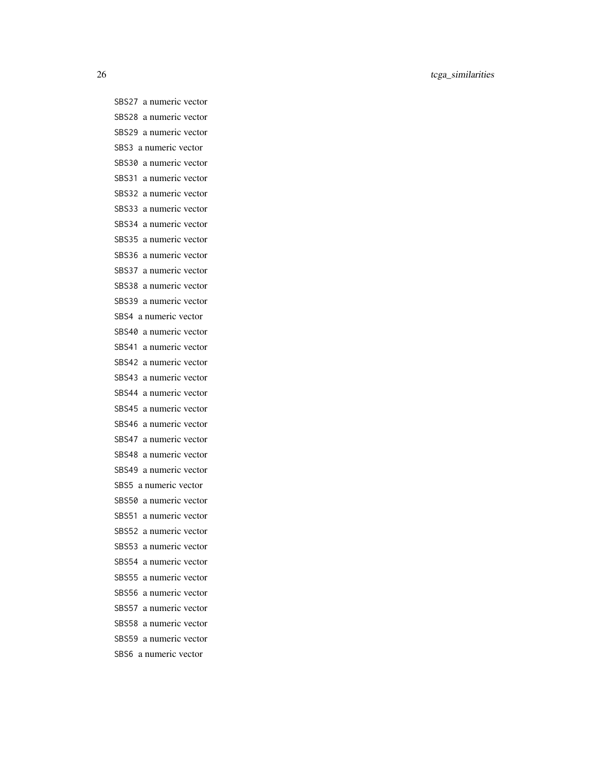`SBS27` a numeric vector

`SBS28` a numeric vector

`SBS29` a numeric vector

`SBS3` a numeric vector

`SBS30` a numeric vector

`SBS31` a numeric vector

`SBS32` a numeric vector

`SBS33` a numeric vector

`SBS34` a numeric vector

`SBS35` a numeric vector

`SBS36` a numeric vector

`SBS37` a numeric vector

`SBS38` a numeric vector

`SBS39` a numeric vector

`SBS4` a numeric vector

`SBS40` a numeric vector

`SBS41` a numeric vector

`SBS42` a numeric vector

`SBS43` a numeric vector

`SBS44` a numeric vector

`SBS45` a numeric vector

`SBS46` a numeric vector

`SBS47` a numeric vector

`SBS48` a numeric vector

`SBS49` a numeric vector

`SBS5` a numeric vector

`SBS50` a numeric vector

`SBS51` a numeric vector

`SBS52` a numeric vector

`SBS53` a numeric vector

`SBS54` a numeric vector

`SBS55` a numeric vector

`SBS56` a numeric vector

`SBS57` a numeric vector

`SBS58` a numeric vector

`SBS59` a numeric vector

`SBS6` a numeric vector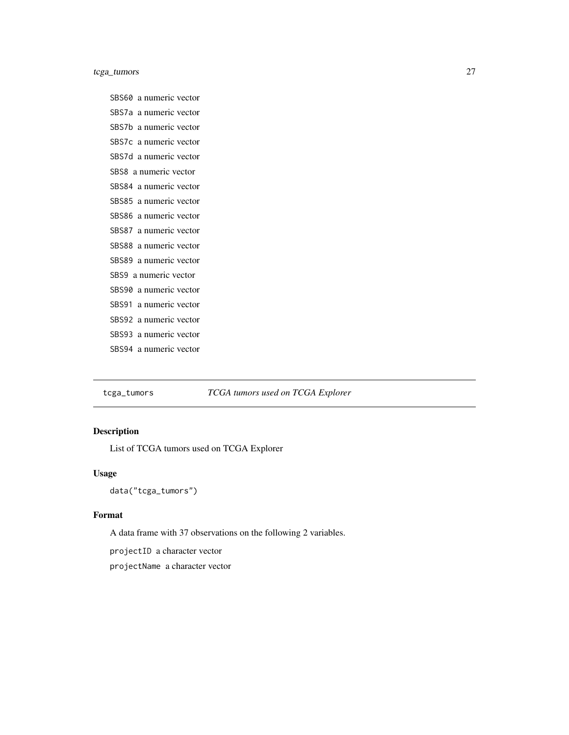`SBS60` a numeric vector

`SBS7a` a numeric vector

`SBS7b` a numeric vector

`SBS7c` a numeric vector

`SBS7d` a numeric vector

`SBS8` a numeric vector

`SBS84` a numeric vector

`SBS85` a numeric vector

`SBS86` a numeric vector

`SBS87` a numeric vector

`SBS88` a numeric vector

`SBS89` a numeric vector

`SBS9` a numeric vector

`SBS90` a numeric vector

`SBS91` a numeric vector

`SBS92` a numeric vector

`SBS93` a numeric vector

`SBS94` a numeric vector

---

## `tcga_tumors` *TCGA tumors used on TCGA Explorer*

---

### Description

List of TCGA tumors used on TCGA Explorer

### Usage

```
data("tcga_tumors")
```

### Format

A data frame with 37 observations on the following 2 variables.

`projectID` a character vector

`projectName` a character vector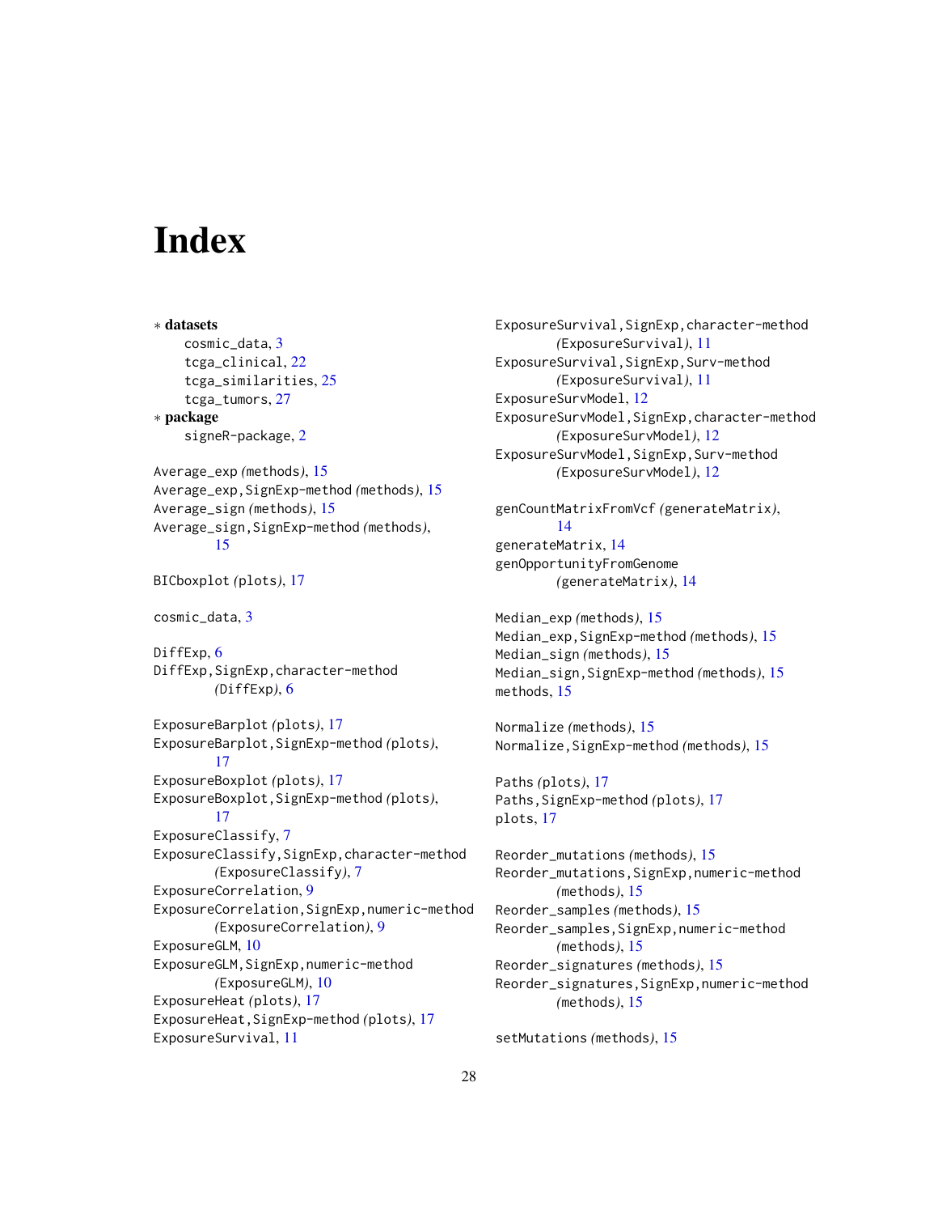# Index

∗ **datasets**
cosmic_data, 3
tcga_clinical, 22
tcga_similarities, 25
tcga_tumors, 27

∗ **package**
signeR-package, 2

Average_exp *(methods)*, 15
Average_exp,SignExp-method *(methods)*, 15
Average_sign *(methods)*, 15
Average_sign,SignExp-method *(methods)*, 15

BICboxplot *(plots)*, 17

cosmic_data, 3

DiffExp, 6
DiffExp,SignExp,character-method *(DiffExp)*, 6

ExposureBarplot *(plots)*, 17
ExposureBarplot,SignExp-method *(plots)*, 17
ExposureBoxplot *(plots)*, 17
ExposureBoxplot,SignExp-method *(plots)*, 17
ExposureClassify, 7
ExposureClassify,SignExp,character-method *(ExposureClassify)*, 7
ExposureCorrelation, 9
ExposureCorrelation,SignExp,numeric-method *(ExposureCorrelation)*, 9
ExposureGLM, 10
ExposureGLM,SignExp,numeric-method *(ExposureGLM)*, 10
ExposureHeat *(plots)*, 17
ExposureHeat,SignExp-method *(plots)*, 17
ExposureSurvival, 11
ExposureSurvival,SignExp,character-method *(ExposureSurvival)*, 11
ExposureSurvival,SignExp,Surv-method *(ExposureSurvival)*, 11
ExposureSurvModel, 12
ExposureSurvModel,SignExp,character-method *(ExposureSurvModel)*, 12
ExposureSurvModel,SignExp,Surv-method *(ExposureSurvModel)*, 12

genCountMatrixFromVcf *(generateMatrix)*, 14
generateMatrix, 14
genOpportunityFromGenome *(generateMatrix)*, 14

Median_exp *(methods)*, 15
Median_exp,SignExp-method *(methods)*, 15
Median_sign *(methods)*, 15
Median_sign,SignExp-method *(methods)*, 15
methods, 15

Normalize *(methods)*, 15
Normalize,SignExp-method *(methods)*, 15

Paths *(plots)*, 17
Paths,SignExp-method *(plots)*, 17
plots, 17

Reorder_mutations *(methods)*, 15
Reorder_mutations,SignExp,numeric-method *(methods)*, 15
Reorder_samples *(methods)*, 15
Reorder_samples,SignExp,numeric-method *(methods)*, 15
Reorder_signatures *(methods)*, 15
Reorder_signatures,SignExp,numeric-method *(methods)*, 15

setMutations *(methods)*, 15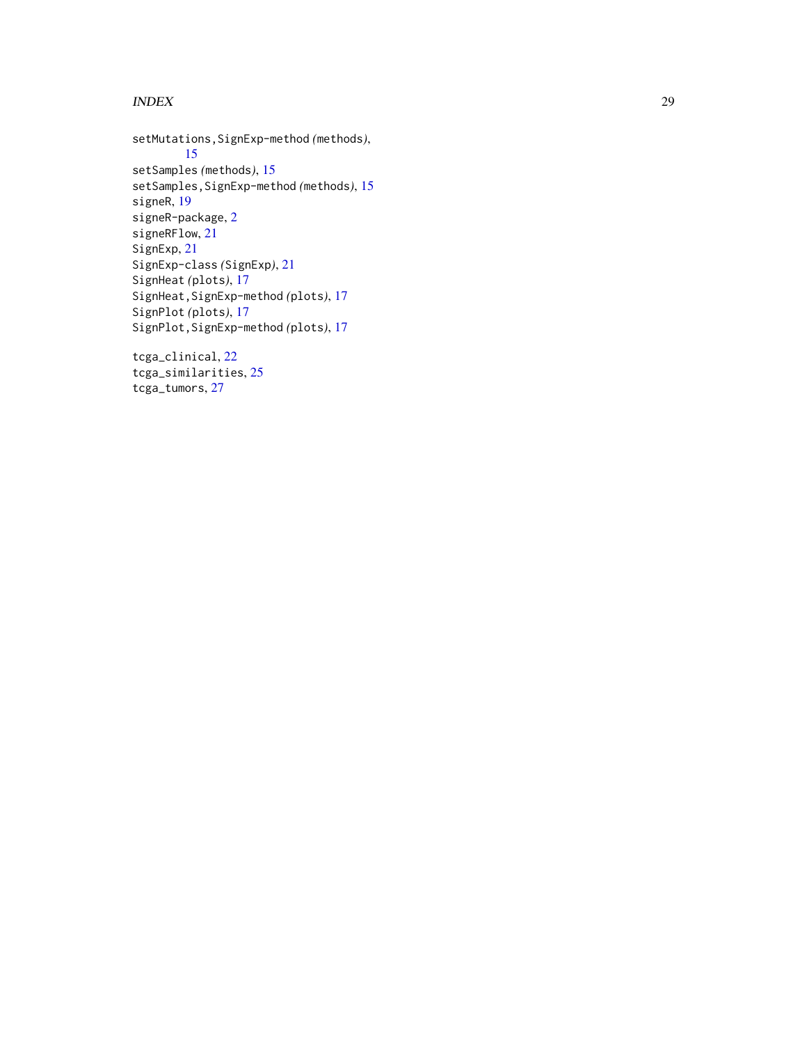setMutations,SignExp-method *(methods)*, 15
setSamples *(methods)*, 15
setSamples,SignExp-method *(methods)*, 15
signeR, 19
signeR-package, 2
signeRFlow, 21
SignExp, 21
SignExp-class *(SignExp)*, 21
SignHeat *(plots)*, 17
SignHeat,SignExp-method *(plots)*, 17
SignPlot *(plots)*, 17
SignPlot,SignExp-method *(plots)*, 17

tcga_clinical, 22
tcga_similarities, 25
tcga_tumors, 27